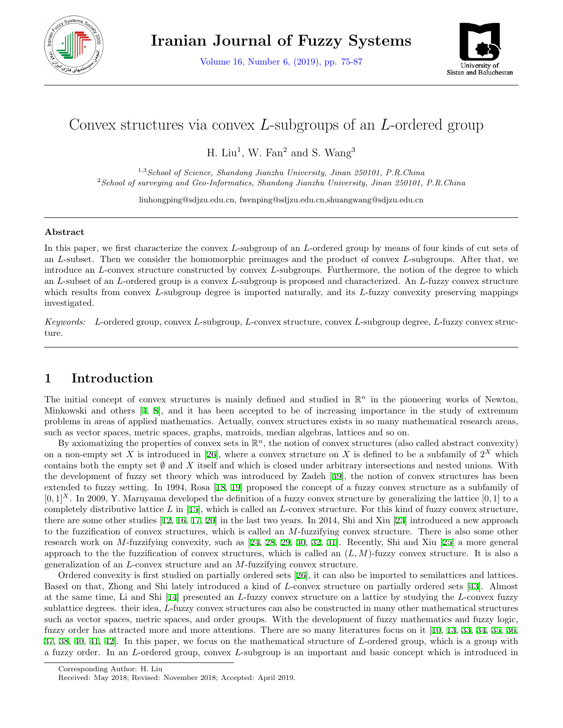# Convex structures via convex $L$-subgroups of an $L$-ordered group

H. Liu[1], W. Fan[2] and S. Wang[3]

[1,3] *School of Science, Shandong Jianzhu University, Jinan 250101, P.R.China*
[2] *School of surveying and Geo-Informatics, Shandong Jianzhu University, Jinan 250101, P.R.China*

liuhongping@sdjzu.edu.cn, fwenping@sdjzu.edu.cn,shuangwang@sdjzu.edu.cn

---

**Abstract**

In this paper, we first characterize the convex $L$-subgroup of an $L$-ordered group by means of four kinds of cut sets of an $L$-subset. Then we consider the homomorphic preimages and the product of convex $L$-subgroups. After that, we introduce an $L$-convex structure constructed by convex $L$-subgroups. Furthermore, the notion of the degree to which an $L$-subset of an $L$-ordered group is a convex $L$-subgroup is proposed and characterized. An $L$-fuzzy convex structure which results from convex $L$-subgroup degree is imported naturally, and its $L$-fuzzy convexity preserving mappings investigated.

*Keywords:* $L$-ordered group, convex $L$-subgroup, $L$-convex structure, convex $L$-subgroup degree, $L$-fuzzy convex structure.

---

## 1 Introduction

The initial concept of convex structures is mainly defined and studied in $\mathbb{R}^n$ in the pioneering works of Newton, Minkowski and others [4, 8], and it has been accepted to be of increasing importance in the study of extremum problems in areas of applied mathematics. Actually, convex structures exists in so many mathematical research areas, such as vector spaces, metric spaces, graphs, matroids, median algebras, lattices and so on.

By axiomatizing the properties of convex sets in $\mathbb{R}^n$, the notion of convex structures (also called abstract convexity) on a non-empty set $X$ is introduced in [26], where a convex structure on $X$ is defined to be a subfamily of $2^X$ which contains both the empty set $\emptyset$ and $X$ itself and which is closed under arbitrary intersections and nested unions. With the development of fuzzy set theory which was introduced by Zadeh [39], the notion of convex structures has been extended to fuzzy setting. In 1994, Rosa [18, 19] proposed the concept of a fuzzy convex structure as a subfamily of $[0,1]^X$. In 2009, Y. Maruyama developed the definition of a fuzzy convex structure by generalizing the lattice $[0,1]$ to a completely distributive lattice $L$ in [15], which is called an $L$-convex structure. For this kind of fuzzy convex structure, there are some other studies [12, 16, 17, 20] in the last two years. In 2014, Shi and Xiu [23] introduced a new approach to the fuzzification of convex structures, which is called an $M$-fuzzifying convex structure. There is also some other research work on $M$-fuzzifying convexity, such as [24, 28, 29, 30, 32, 31]. Recently, Shi and Xiu [25] a more general approach to the the fuzzification of convex structures, which is called an $(L, M)$-fuzzy convex structure. It is also a generalization of an $L$-convex structure and an $M$-fuzzifying convex structure.

Ordered convexity is first studied on partially ordered sets [26], it can also be imported to semilattices and lattices. Based on that, Zhong and Shi lately introduced a kind of $L$-convex structure on partially ordered sets [43]. Almost at the same time, Li and Shi [14] presented an $L$-fuzzy convex structure on a lattice by studying the $L$-convex fuzzy sublattice degrees. their idea, $L$-fuzzy convex structures can also be constructed in many other mathematical structures such as vector spaces, metric spaces, and order groups. With the development of fuzzy mathematics and fuzzy logic, fuzzy order has attracted more and more attentions. There are so many literatures focus on it [10, 13, 33, 34, 35, 36, 37, 38, 40, 41, 42]. In this paper, we focus on the mathematical structure of $L$-ordered group, which is a group with a fuzzy order. In an $L$-ordered group, convex $L$-subgroup is an important and basic concept which is introduced in

Corresponding Author: H. Liu
Received: May 2018; Revised: November 2018; Accepted: April 2019.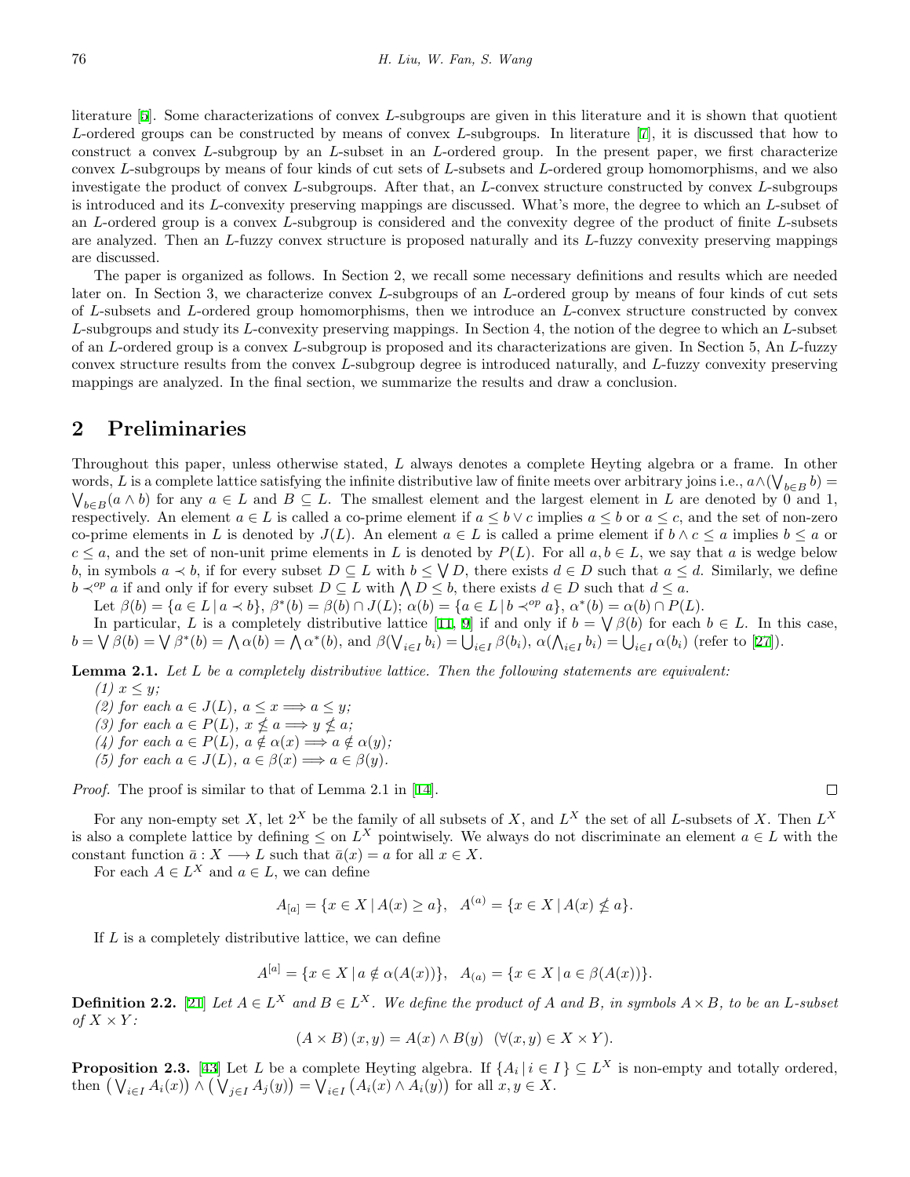literature [5]. Some characterizations of convex $L$-subgroups are given in this literature and it is shown that quotient $L$-ordered groups can be constructed by means of convex $L$-subgroups. In literature [7], it is discussed that how to construct a convex $L$-subgroup by an $L$-subset in an $L$-ordered group. In the present paper, we first characterize convex $L$-subgroups by means of four kinds of cut sets of $L$-subsets and $L$-ordered group homomorphisms, and we also investigate the product of convex $L$-subgroups. After that, an $L$-convex structure constructed by convex $L$-subgroups is introduced and its $L$-convexity preserving mappings are discussed. What's more, the degree to which an $L$-subset of an $L$-ordered group is a convex $L$-subgroup is considered and the convexity degree of the product of finite $L$-subsets are analyzed. Then an $L$-fuzzy convex structure is proposed naturally and its $L$-fuzzy convexity preserving mappings are discussed.

The paper is organized as follows. In Section 2, we recall some necessary definitions and results which are needed later on. In Section 3, we characterize convex $L$-subgroups of an $L$-ordered group by means of four kinds of cut sets of $L$-subsets and $L$-ordered group homomorphisms, then we introduce an $L$-convex structure constructed by convex $L$-subgroups and study its $L$-convexity preserving mappings. In Section 4, the notion of the degree to which an $L$-subset of an $L$-ordered group is a convex $L$-subgroup is proposed and its characterizations are given. In Section 5, An $L$-fuzzy convex structure results from the convex $L$-subgroup degree is introduced naturally, and $L$-fuzzy convexity preserving mappings are analyzed. In the final section, we summarize the results and draw a conclusion.

## 2 Preliminaries

Throughout this paper, unless otherwise stated, $L$ always denotes a complete Heyting algebra or a frame. In other words, $L$ is a complete lattice satisfying the infinite distributive law of finite meets over arbitrary joins i.e., $a\wedge(\bigvee_{b\in B} b) = \bigvee_{b\in B}(a \wedge b)$ for any $a \in L$ and $B \subseteq L$. The smallest element and the largest element in $L$ are denoted by 0 and 1, respectively. An element $a \in L$ is called a co-prime element if $a \leq b \vee c$ implies $a \leq b$ or $a \leq c$, and the set of non-zero co-prime elements in $L$ is denoted by $J(L)$. An element $a \in L$ is called a prime element if $b \wedge c \leq a$ implies $b \leq a$ or $c \leq a$, and the set of non-unit prime elements in $L$ is denoted by $P(L)$. For all $a, b \in L$, we say that $a$ is wedge below $b$, in symbols $a \prec b$, if for every subset $D \subseteq L$ with $b \leq \bigvee D$, there exists $d \in D$ such that $a \leq d$. Similarly, we define $b \prec^{op} a$ if and only if for every subset $D \subseteq L$ with $\bigwedge D \leq b$, there exists $d \in D$ such that $d \leq a$.

Let $\beta(b) = \{a \in L \mid a \prec b\}$, $\beta^*(b) = \beta(b) \cap J(L)$; $\alpha(b) = \{a \in L \mid b \prec^{op} a\}$, $\alpha^*(b) = \alpha(b) \cap P(L)$.

In particular, $L$ is a completely distributive lattice [11, 9] if and only if $b = \bigvee \beta(b)$ for each $b \in L$. In this case, $b = \bigvee \beta(b) = \bigvee \beta^*(b) = \bigwedge \alpha(b) = \bigwedge \alpha^*(b)$, and $\beta(\bigvee_{i\in I} b_i) = \bigcup_{i\in I} \beta(b_i)$, $\alpha(\bigwedge_{i\in I} b_i) = \bigcup_{i\in I} \alpha(b_i)$ (refer to [27]).

**Lemma 2.1.** *Let $L$ be a completely distributive lattice. Then the following statements are equivalent:*

*(1) $x \leq y$;*

*(2) for each $a \in J(L)$, $a \leq x \Longrightarrow a \leq y$;*

*(3) for each $a \in P(L)$, $x \nleq a \Longrightarrow y \nleq a$;*

*(4) for each $a \in P(L)$, $a \notin \alpha(x) \Longrightarrow a \notin \alpha(y)$;*

*(5) for each $a \in J(L)$, $a \in \beta(x) \Longrightarrow a \in \beta(y)$.*

*Proof.* The proof is similar to that of Lemma 2.1 in [14]. □

For any non-empty set $X$, let $2^X$ be the family of all subsets of $X$, and $L^X$ the set of all $L$-subsets of $X$. Then $L^X$ is also a complete lattice by defining $\leq$ on $L^X$ pointwisely. We always do not discriminate an element $a \in L$ with the constant function $\bar{a} : X \longrightarrow L$ such that $\bar{a}(x) = a$ for all $x \in X$.

For each $A \in L^X$ and $a \in L$, we can define

$$A_{[a]} = \{x \in X \mid A(x) \geq a\}, \quad A^{(a)} = \{x \in X \mid A(x) \nleq a\}.$$

If $L$ is a completely distributive lattice, we can define

$$A^{[a]} = \{x \in X \mid a \notin \alpha(A(x))\}, \quad A_{(a)} = \{x \in X \mid a \in \beta(A(x))\}.$$

**Definition 2.2.** [21] *Let $A \in L^X$ and $B \in L^X$. We define the product of $A$ and $B$, in symbols $A \times B$, to be an $L$-subset of $X \times Y$:*

$$(A \times B)(x, y) = A(x) \wedge B(y) \quad (\forall (x, y) \in X \times Y).$$

**Proposition 2.3.** [43] Let $L$ be a complete Heyting algebra. If $\{A_i \mid i \in I\} \subseteq L^X$ is non-empty and totally ordered, then $\left(\bigvee_{i\in I} A_i(x)\right) \wedge \left(\bigvee_{j\in I} A_j(y)\right) = \bigvee_{i\in I} \left(A_i(x) \wedge A_i(y)\right)$ for all $x, y \in X$.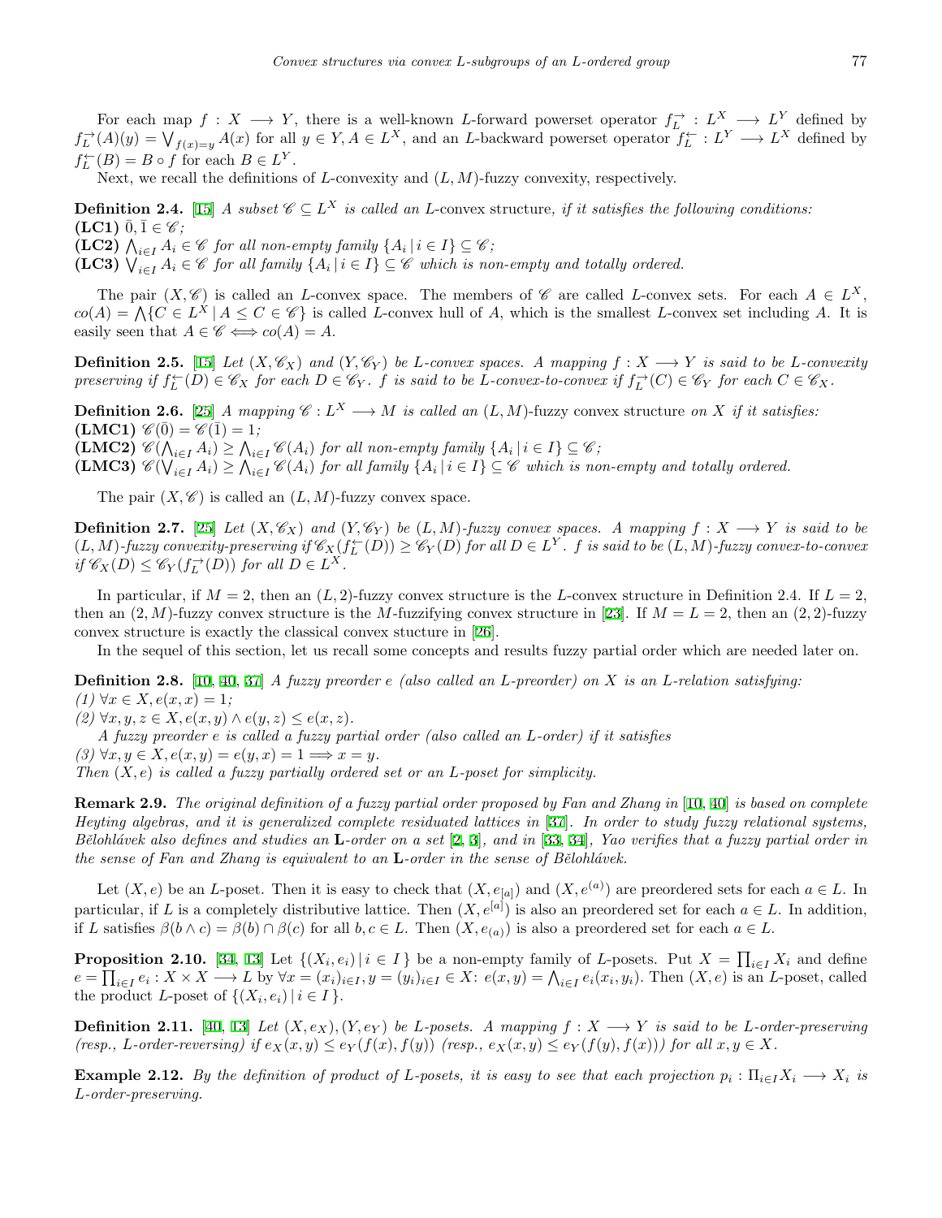For each map $f : X \longrightarrow Y$, there is a well-known $L$-forward powerset operator $f_L^{\rightarrow} : L^X \longrightarrow L^Y$ defined by $f_L^{\rightarrow}(A)(y) = \bigvee_{f(x)=y} A(x)$ for all $y \in Y, A \in L^X$, and an $L$-backward powerset operator $f_L^{\leftarrow} : L^Y \longrightarrow L^X$ defined by $f_L^{\leftarrow}(B) = B \circ f$ for each $B \in L^Y$.

Next, we recall the definitions of $L$-convexity and $(L, M)$-fuzzy convexity, respectively.

**Definition 2.4.** [15] *A subset $\mathscr{C} \subseteq L^X$ is called an* $L$-convex structure*, if it satisfies the following conditions:*
**(LC1)** $\bar{0}, \bar{1} \in \mathscr{C}$*;*
**(LC2)** $\bigwedge_{i\in I} A_i \in \mathscr{C}$ *for all non-empty family* $\{A_i \,|\, i \in I\} \subseteq \mathscr{C}$*;*
**(LC3)** $\bigvee_{i\in I} A_i \in \mathscr{C}$ *for all family* $\{A_i \,|\, i \in I\} \subseteq \mathscr{C}$ *which is non-empty and totally ordered.*

The pair $(X, \mathscr{C})$ is called an $L$-convex space. The members of $\mathscr{C}$ are called $L$-convex sets. For each $A \in L^X$, $co(A) = \bigwedge\{C \in L^X \,|\, A \leq C \in \mathscr{C}\}$ is called $L$-convex hull of $A$, which is the smallest $L$-convex set including $A$. It is easily seen that $A \in \mathscr{C} \Longleftrightarrow co(A) = A$.

**Definition 2.5.** [15] *Let $(X, \mathscr{C}_X)$ and $(Y, \mathscr{C}_Y)$ be $L$-convex spaces. A mapping $f : X \longrightarrow Y$ is said to be $L$-convexity preserving if $f_L^{\leftarrow}(D) \in \mathscr{C}_X$ for each $D \in \mathscr{C}_Y$. $f$ is said to be $L$-convex-to-convex if $f_L^{\rightarrow}(C) \in \mathscr{C}_Y$ for each $C \in \mathscr{C}_X$.*

**Definition 2.6.** [25] *A mapping $\mathscr{C} : L^X \longrightarrow M$ is called an $(L, M)$-fuzzy convex structure on $X$ if it satisfies:*
**(LMC1)** $\mathscr{C}(\bar{0}) = \mathscr{C}(\bar{1}) = 1$*;*
**(LMC2)** $\mathscr{C}(\bigwedge_{i\in I} A_i) \geq \bigwedge_{i\in I} \mathscr{C}(A_i)$ *for all non-empty family* $\{A_i \,|\, i \in I\} \subseteq \mathscr{C}$*;*
**(LMC3)** $\mathscr{C}(\bigvee_{i\in I} A_i) \geq \bigwedge_{i\in I} \mathscr{C}(A_i)$ *for all family* $\{A_i \,|\, i \in I\} \subseteq \mathscr{C}$ *which is non-empty and totally ordered.*

The pair $(X, \mathscr{C})$ is called an $(L, M)$-fuzzy convex space.

**Definition 2.7.** [25] *Let $(X, \mathscr{C}_X)$ and $(Y, \mathscr{C}_Y)$ be $(L, M)$-fuzzy convex spaces. A mapping $f : X \longrightarrow Y$ is said to be $(L, M)$-fuzzy convexity-preserving if $\mathscr{C}_X(f_L^{\leftarrow}(D)) \geq \mathscr{C}_Y(D)$ for all $D \in L^Y$. $f$ is said to be $(L, M)$-fuzzy convex-to-convex if $\mathscr{C}_X(D) \leq \mathscr{C}_Y(f_L^{\rightarrow}(D))$ for all $D \in L^X$.*

In particular, if $M = 2$, then an $(L, 2)$-fuzzy convex structure is the $L$-convex structure in Definition 2.4. If $L = 2$, then an $(2, M)$-fuzzy convex structure is the $M$-fuzzifying convex structure in [23]. If $M = L = 2$, then an $(2, 2)$-fuzzy convex structure is exactly the classical convex stucture in [26].

In the sequel of this section, let us recall some concepts and results fuzzy partial order which are needed later on.

**Definition 2.8.** [10, 40, 37] *A fuzzy preorder $e$ (also called an $L$-preorder) on $X$ is an $L$-relation satisfying:*
*(1)* $\forall x \in X, e(x, x) = 1$*;*
*(2)* $\forall x, y, z \in X, e(x, y) \wedge e(y, z) \leq e(x, z)$.

*A fuzzy preorder $e$ is called a fuzzy partial order (also called an $L$-order) if it satisfies*
*(3)* $\forall x, y \in X, e(x, y) = e(y, x) = 1 \Longrightarrow x = y$.
*Then $(X, e)$ is called a fuzzy partially ordered set or an $L$-poset for simplicity.*

**Remark 2.9.** *The original definition of a fuzzy partial order proposed by Fan and Zhang in [10, 40] is based on complete Heyting algebras, and it is generalized complete residuated lattices in [37]. In order to study fuzzy relational systems, Bělohlávek also defines and studies an **L**-order on a set [2, 3], and in [33, 34], Yao verifies that a fuzzy partial order in the sense of Fan and Zhang is equivalent to an **L**-order in the sense of Bělohlávek.*

Let $(X, e)$ be an $L$-poset. Then it is easy to check that $(X, e_{[a]})$ and $(X, e^{(a)})$ are preordered sets for each $a \in L$. In particular, if $L$ is a completely distributive lattice. Then $(X, e^{[a]})$ is also an preordered set for each $a \in L$. In addition, if $L$ satisfies $\beta(b \wedge c) = \beta(b) \cap \beta(c)$ for all $b, c \in L$. Then $(X, e_{(a)})$ is also a preordered set for each $a \in L$.

**Proposition 2.10.** [34, 13] Let $\{(X_i, e_i) \,|\, i \in I\}$ be a non-empty family of $L$-posets. Put $X = \prod_{i\in I} X_i$ and define $e = \prod_{i\in I} e_i : X \times X \longrightarrow L$ by $\forall x = (x_i)_{i\in I}, y = (y_i)_{i\in I} \in X$: $e(x, y) = \bigwedge_{i\in I} e_i(x_i, y_i)$. Then $(X, e)$ is an $L$-poset, called the product $L$-poset of $\{(X_i, e_i) \,|\, i \in I\}$.

**Definition 2.11.** [40, 13] *Let $(X, e_X), (Y, e_Y)$ be $L$-posets. A mapping $f : X \longrightarrow Y$ is said to be $L$-order-preserving (resp., $L$-order-reversing) if $e_X(x, y) \leq e_Y(f(x), f(y))$ (resp., $e_X(x, y) \leq e_Y(f(y), f(x))$) for all $x, y \in X$.*

**Example 2.12.** *By the definition of product of $L$-posets, it is easy to see that each projection $p_i : \Pi_{i\in I} X_i \longrightarrow X_i$ is $L$-order-preserving.*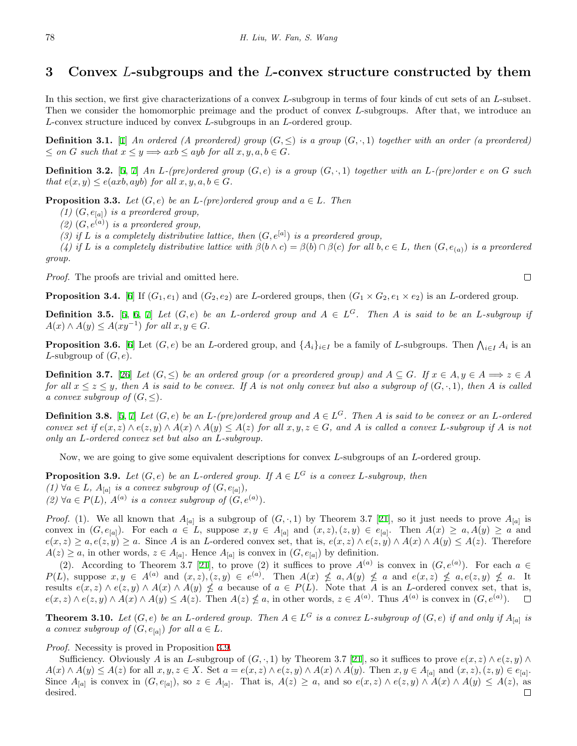## 3 Convex $L$-subgroups and the $L$-convex structure constructed by them

In this section, we first give characterizations of a convex $L$-subgroup in terms of four kinds of cut sets of an $L$-subset. Then we consider the homomorphic preimage and the product of convex $L$-subgroups. After that, we introduce an $L$-convex structure induced by convex $L$-subgroups in an $L$-ordered group.

**Definition 3.1.** [1] *An ordered (A preordered) group $(G, \leq)$ is a group $(G, \cdot, 1)$ together with an order (a preordered) $\leq$ on $G$ such that $x \leq y \Longrightarrow axb \leq ayb$ for all $x, y, a, b \in G$.*

**Definition 3.2.** [5, 7] *An $L$-(pre)ordered group $(G, e)$ is a group $(G, \cdot, 1)$ together with an $L$-(pre)order $e$ on $G$ such that $e(x, y) \leq e(axb, ayb)$ for all $x, y, a, b \in G$.*

**Proposition 3.3.** *Let $(G, e)$ be an $L$-(pre)ordered group and $a \in L$. Then*

*(1) $(G, e_{[a]})$ is a preordered group,*

*(2) $(G, e^{(a)})$ is a preordered group,*

*(3) if $L$ is a completely distributive lattice, then $(G, e^{[a]})$ is a preordered group,*

*(4) if $L$ is a completely distributive lattice with $\beta(b \wedge c) = \beta(b) \cap \beta(c)$ for all $b, c \in L$, then $(G, e_{(a)})$ is a preordered group.*

*Proof.* The proofs are trivial and omitted here. □

**Proposition 3.4.** [6] If $(G_1, e_1)$ and $(G_2, e_2)$ are $L$-ordered groups, then $(G_1 \times G_2, e_1 \times e_2)$ is an $L$-ordered group.

**Definition 3.5.** [5, 6, 7] *Let $(G, e)$ be an $L$-ordered group and $A \in L^G$. Then $A$ is said to be an $L$-subgroup if $A(x) \wedge A(y) \leq A(xy^{-1})$ for all $x, y \in G$.*

**Proposition 3.6.** [6] Let $(G, e)$ be an $L$-ordered group, and $\{A_i\}_{i \in I}$ be a family of $L$-subgroups. Then $\bigwedge_{i \in I} A_i$ is an $L$-subgroup of $(G, e)$.

**Definition 3.7.** [26] *Let $(G, \leq)$ be an ordered group (or a preordered group) and $A \subseteq G$. If $x \in A, y \in A \Longrightarrow z \in A$ for all $x \leq z \leq y$, then $A$ is said to be convex. If $A$ is not only convex but also a subgroup of $(G, \cdot, 1)$, then $A$ is called a convex subgroup of $(G, \leq)$.*

**Definition 3.8.** [5, 7] *Let $(G, e)$ be an $L$-(pre)ordered group and $A \in L^G$. Then $A$ is said to be convex or an $L$-ordered convex set if $e(x, z) \wedge e(z, y) \wedge A(x) \wedge A(y) \leq A(z)$ for all $x, y, z \in G$, and $A$ is called a convex $L$-subgroup if $A$ is not only an $L$-ordered convex set but also an $L$-subgroup.*

Now, we are going to give some equivalent descriptions for convex $L$-subgroups of an $L$-ordered group.

**Proposition 3.9.** *Let $(G, e)$ be an $L$-ordered group. If $A \in L^G$ is a convex $L$-subgroup, then*
*(1) $\forall a \in L$, $A_{[a]}$ is a convex subgroup of $(G, e_{[a]})$,*
*(2) $\forall a \in P(L)$, $A^{(a)}$ is a convex subgroup of $(G, e^{(a)})$.*

*Proof.* (1). We all known that $A_{[a]}$ is a subgroup of $(G, \cdot, 1)$ by Theorem 3.7 [21], so it just needs to prove $A_{[a]}$ is convex in $(G, e_{[a]})$. For each $a \in L$, suppose $x, y \in A_{[a]}$ and $(x, z), (z, y) \in e_{[a]}$. Then $A(x) \geq a, A(y) \geq a$ and $e(x, z) \geq a, e(z, y) \geq a$. Since $A$ is an $L$-ordered convex set, that is, $e(x, z) \wedge e(z, y) \wedge A(x) \wedge A(y) \leq A(z)$. Therefore $A(z) \geq a$, in other words, $z \in A_{[a]}$. Hence $A_{[a]}$ is convex in $(G, e_{[a]})$ by definition.

(2). According to Theorem 3.7 [21], to prove (2) it suffices to prove $A^{(a)}$ is convex in $(G, e^{(a)})$. For each $a \in P(L)$, suppose $x, y \in A^{(a)}$ and $(x, z), (z, y) \in e^{(a)}$. Then $A(x) \nleq a, A(y) \nleq a$ and $e(x, z) \nleq a, e(z, y) \nleq a$. It results $e(x, z) \wedge e(z, y) \wedge A(x) \wedge A(y) \nleq a$ because of $a \in P(L)$. Note that $A$ is an $L$-ordered convex set, that is, $e(x, z) \wedge e(z, y) \wedge A(x) \wedge A(y) \leq A(z)$. Then $A(z) \nleq a$, in other words, $z \in A^{(a)}$. Thus $A^{(a)}$ is convex in $(G, e^{(a)})$. □

**Theorem 3.10.** *Let $(G, e)$ be an $L$-ordered group. Then $A \in L^G$ is a convex $L$-subgroup of $(G, e)$ if and only if $A_{[a]}$ is a convex subgroup of $(G, e_{[a]})$ for all $a \in L$.*

*Proof.* Necessity is proved in Proposition 3.9.

Sufficiency. Obviously $A$ is an $L$-subgroup of $(G, \cdot, 1)$ by Theorem 3.7 [21], so it suffices to prove $e(x, z) \wedge e(z, y) \wedge A(x) \wedge A(y) \leq A(z)$ for all $x, y, z \in X$. Set $a = e(x, z) \wedge e(z, y) \wedge A(x) \wedge A(y)$. Then $x, y \in A_{[a]}$ and $(x, z), (z, y) \in e_{[a]}$. Since $A_{[a]}$ is convex in $(G, e_{[a]})$, so $z \in A_{[a]}$. That is, $A(z) \geq a$, and so $e(x, z) \wedge e(z, y) \wedge A(x) \wedge A(y) \leq A(z)$, as desired. □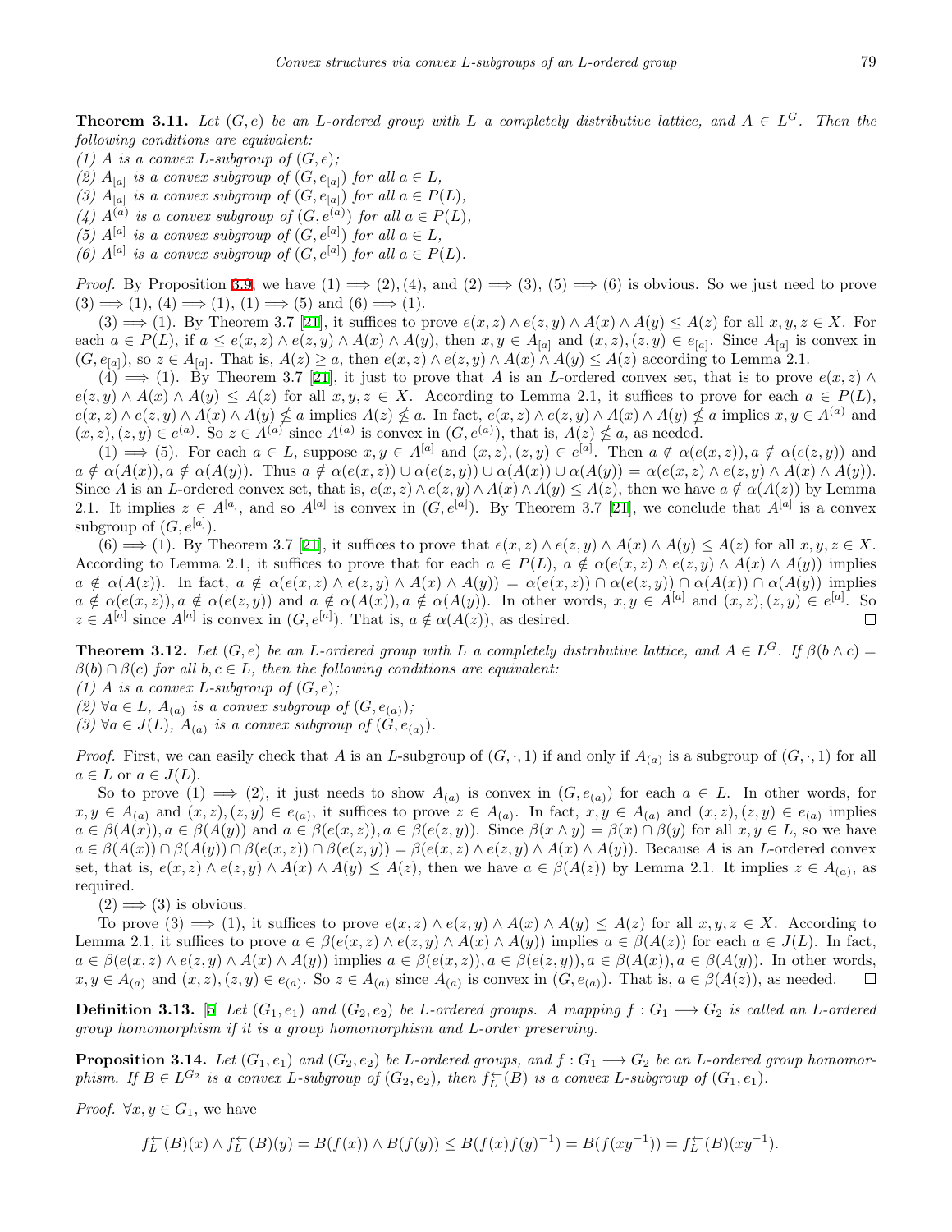**Theorem 3.11.** *Let $(G, e)$ be an $L$-ordered group with $L$ a completely distributive lattice, and $A \in L^G$. Then the following conditions are equivalent:*
*(1) $A$ is a convex $L$-subgroup of $(G, e)$;*
*(2) $A_{[a]}$ is a convex subgroup of $(G, e_{[a]})$ for all $a \in L$,*
*(3) $A_{[a]}$ is a convex subgroup of $(G, e_{[a]})$ for all $a \in P(L)$,*
*(4) $A^{(a)}$ is a convex subgroup of $(G, e^{(a)})$ for all $a \in P(L)$,*
*(5) $A^{[a]}$ is a convex subgroup of $(G, e^{[a]})$ for all $a \in L$,*
*(6) $A^{[a]}$ is a convex subgroup of $(G, e^{[a]})$ for all $a \in P(L)$.*

*Proof.* By Proposition 3.9, we have $(1) \Longrightarrow (2), (4)$, and $(2) \Longrightarrow (3)$, $(5) \Longrightarrow (6)$ is obvious. So we just need to prove $(3) \Longrightarrow (1)$, $(4) \Longrightarrow (1)$, $(1) \Longrightarrow (5)$ and $(6) \Longrightarrow (1)$.

$(3) \Longrightarrow (1)$. By Theorem 3.7 [21], it suffices to prove $e(x,z) \wedge e(z,y) \wedge A(x) \wedge A(y) \leq A(z)$ for all $x, y, z \in X$. For each $a \in P(L)$, if $a \leq e(x,z) \wedge e(z,y) \wedge A(x) \wedge A(y)$, then $x, y \in A_{[a]}$ and $(x,z), (z,y) \in e_{[a]}$. Since $A_{[a]}$ is convex in $(G, e_{[a]})$, so $z \in A_{[a]}$. That is, $A(z) \geq a$, then $e(x,z) \wedge e(z,y) \wedge A(x) \wedge A(y) \leq A(z)$ according to Lemma 2.1.

$(4) \Longrightarrow (1)$. By Theorem 3.7 [21], it just to prove that $A$ is an $L$-ordered convex set, that is to prove $e(x,z) \wedge e(z,y) \wedge A(x) \wedge A(y) \leq A(z)$ for all $x, y, z \in X$. According to Lemma 2.1, it suffices to prove for each $a \in P(L)$, $e(x,z) \wedge e(z,y) \wedge A(x) \wedge A(y) \not\leq a$ implies $A(z) \not\leq a$. In fact, $e(x,z) \wedge e(z,y) \wedge A(x) \wedge A(y) \not\leq a$ implies $x, y \in A^{(a)}$ and $(x,z), (z,y) \in e^{(a)}$. So $z \in A^{(a)}$ since $A^{(a)}$ is convex in $(G, e^{(a)})$, that is, $A(z) \not\leq a$, as needed.

$(1) \Longrightarrow (5)$. For each $a \in L$, suppose $x, y \in A^{[a]}$ and $(x,z), (z,y) \in e^{[a]}$. Then $a \notin \alpha(e(x,z)), a \notin \alpha(e(z,y))$ and $a \notin \alpha(A(x)), a \notin \alpha(A(y))$. Thus $a \notin \alpha(e(x,z)) \cup \alpha(e(z,y)) \cup \alpha(A(x)) \cup \alpha(A(y)) = \alpha(e(x,z) \wedge e(z,y) \wedge A(x) \wedge A(y))$. Since $A$ is an $L$-ordered convex set, that is, $e(x,z) \wedge e(z,y) \wedge A(x) \wedge A(y) \leq A(z)$, then we have $a \notin \alpha(A(z))$ by Lemma 2.1. It implies $z \in A^{[a]}$, and so $A^{[a]}$ is convex in $(G, e^{[a]})$. By Theorem 3.7 [21], we conclude that $A^{[a]}$ is a convex subgroup of $(G, e^{[a]})$.

$(6) \Longrightarrow (1)$. By Theorem 3.7 [21], it suffices to prove that $e(x,z) \wedge e(z,y) \wedge A(x) \wedge A(y) \leq A(z)$ for all $x, y, z \in X$. According to Lemma 2.1, it suffices to prove that for each $a \in P(L)$, $a \notin \alpha(e(x,z) \wedge e(z,y) \wedge A(x) \wedge A(y))$ implies $a \notin \alpha(A(z))$. In fact, $a \notin \alpha(e(x,z) \wedge e(z,y) \wedge A(x) \wedge A(y)) = \alpha(e(x,z)) \cap \alpha(e(z,y)) \cap \alpha(A(x)) \cap \alpha(A(y))$ implies $a \notin \alpha(e(x,z)), a \notin \alpha(e(z,y))$ and $a \notin \alpha(A(x)), a \notin \alpha(A(y))$. In other words, $x, y \in A^{[a]}$ and $(x,z), (z,y) \in e^{[a]}$. So $z \in A^{[a]}$ since $A^{[a]}$ is convex in $(G, e^{[a]})$. That is, $a \notin \alpha(A(z))$, as desired. □

**Theorem 3.12.** *Let $(G, e)$ be an $L$-ordered group with $L$ a completely distributive lattice, and $A \in L^G$. If $\beta(b \wedge c) = \beta(b) \cap \beta(c)$ for all $b, c \in L$, then the following conditions are equivalent:*
*(1) $A$ is a convex $L$-subgroup of $(G, e)$;*
*(2) $\forall a \in L$, $A_{(a)}$ is a convex subgroup of $(G, e_{(a)})$;*
*(3) $\forall a \in J(L)$, $A_{(a)}$ is a convex subgroup of $(G, e_{(a)})$.*

*Proof.* First, we can easily check that $A$ is an $L$-subgroup of $(G, \cdot, 1)$ if and only if $A_{(a)}$ is a subgroup of $(G, \cdot, 1)$ for all $a \in L$ or $a \in J(L)$.

So to prove $(1) \Longrightarrow (2)$, it just needs to show $A_{(a)}$ is convex in $(G, e_{(a)})$ for each $a \in L$. In other words, for $x, y \in A_{(a)}$ and $(x,z), (z,y) \in e_{(a)}$, it suffices to prove $z \in A_{(a)}$. In fact, $x, y \in A_{(a)}$ and $(x,z), (z,y) \in e_{(a)}$ implies $a \in \beta(A(x)), a \in \beta(A(y))$ and $a \in \beta(e(x,z)), a \in \beta(e(z,y))$. Since $\beta(x \wedge y) = \beta(x) \cap \beta(y)$ for all $x, y \in L$, so we have $a \in \beta(A(x)) \cap \beta(A(y)) \cap \beta(e(x,z)) \cap \beta(e(z,y)) = \beta(e(x,z) \wedge e(z,y) \wedge A(x) \wedge A(y))$. Because $A$ is an $L$-ordered convex set, that is, $e(x,z) \wedge e(z,y) \wedge A(x) \wedge A(y) \leq A(z)$, then we have $a \in \beta(A(z))$ by Lemma 2.1. It implies $z \in A_{(a)}$, as required.

$(2) \Longrightarrow (3)$ is obvious.

To prove $(3) \Longrightarrow (1)$, it suffices to prove $e(x,z) \wedge e(z,y) \wedge A(x) \wedge A(y) \leq A(z)$ for all $x, y, z \in X$. According to Lemma 2.1, it suffices to prove $a \in \beta(e(x,z) \wedge e(z,y) \wedge A(x) \wedge A(y))$ implies $a \in \beta(A(z))$ for each $a \in J(L)$. In fact, $a \in \beta(e(x,z) \wedge e(z,y) \wedge A(x) \wedge A(y))$ implies $a \in \beta(e(x,z)), a \in \beta(e(z,y)), a \in \beta(A(x)), a \in \beta(A(y))$. In other words, $x, y \in A_{(a)}$ and $(x,z), (z,y) \in e_{(a)}$. So $z \in A_{(a)}$ since $A_{(a)}$ is convex in $(G, e_{(a)})$. That is, $a \in \beta(A(z))$, as needed. □

**Definition 3.13.** [5] *Let $(G_1, e_1)$ and $(G_2, e_2)$ be $L$-ordered groups. A mapping $f : G_1 \longrightarrow G_2$ is called an $L$-ordered group homomorphism if it is a group homomorphism and $L$-order preserving.*

**Proposition 3.14.** *Let $(G_1, e_1)$ and $(G_2, e_2)$ be $L$-ordered groups, and $f : G_1 \longrightarrow G_2$ be an $L$-ordered group homomorphism. If $B \in L^{G_2}$ is a convex $L$-subgroup of $(G_2, e_2)$, then $f_L^{\leftarrow}(B)$ is a convex $L$-subgroup of $(G_1, e_1)$.*

*Proof.* $\forall x, y \in G_1$, we have

$$f_L^{\leftarrow}(B)(x) \wedge f_L^{\leftarrow}(B)(y) = B(f(x)) \wedge B(f(y)) \leq B(f(x)f(y)^{-1}) = B(f(xy^{-1})) = f_L^{\leftarrow}(B)(xy^{-1}).$$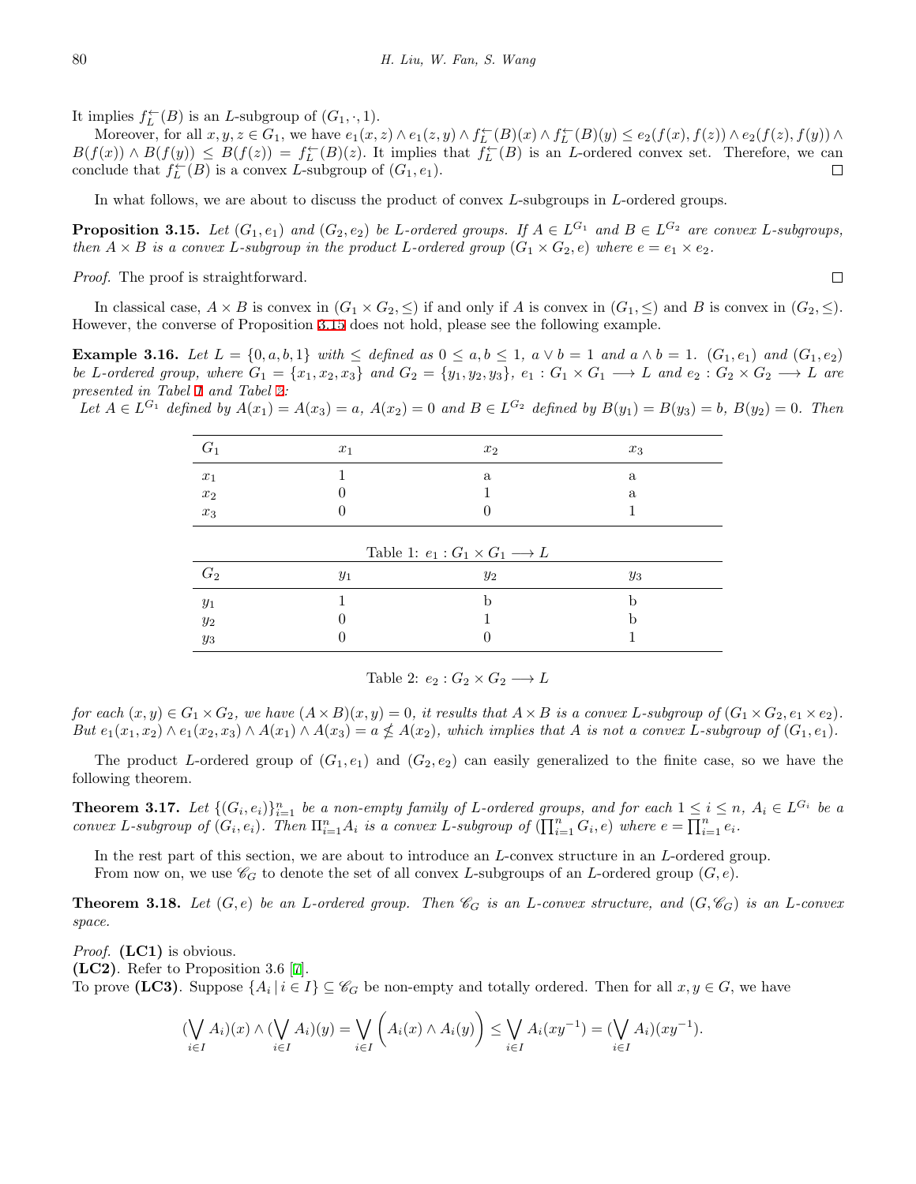It implies $f_L^{\leftarrow}(B)$ is an $L$-subgroup of $(G_1, \cdot, 1)$.

Moreover, for all $x, y, z \in G_1$, we have $e_1(x,z) \wedge e_1(z,y) \wedge f_L^{\leftarrow}(B)(x) \wedge f_L^{\leftarrow}(B)(y) \leq e_2(f(x), f(z)) \wedge e_2(f(z), f(y)) \wedge B(f(x)) \wedge B(f(y)) \leq B(f(z)) = f_L^{\leftarrow}(B)(z)$. It implies that $f_L^{\leftarrow}(B)$ is an $L$-ordered convex set. Therefore, we can conclude that $f_L^{\leftarrow}(B)$ is a convex $L$-subgroup of $(G_1, e_1)$. □

In what follows, we are about to discuss the product of convex $L$-subgroups in $L$-ordered groups.

**Proposition 3.15.** *Let $(G_1, e_1)$ and $(G_2, e_2)$ be $L$-ordered groups. If $A \in L^{G_1}$ and $B \in L^{G_2}$ are convex $L$-subgroups, then $A \times B$ is a convex $L$-subgroup in the product $L$-ordered group $(G_1 \times G_2, e)$ where $e = e_1 \times e_2$.*

*Proof.* The proof is straightforward. □

In classical case, $A \times B$ is convex in $(G_1 \times G_2, \leq)$ if and only if $A$ is convex in $(G_1, \leq)$ and $B$ is convex in $(G_2, \leq)$. However, the converse of Proposition 3.15 does not hold, please see the following example.

**Example 3.16.** *Let $L = \{0, a, b, 1\}$ with $\leq$ defined as $0 \leq a, b \leq 1$, $a \vee b = 1$ and $a \wedge b = 1$. $(G_1, e_1)$ and $(G_2, e_2)$ be $L$-ordered group, where $G_1 = \{x_1, x_2, x_3\}$ and $G_2 = \{y_1, y_2, y_3\}$, $e_1 : G_1 \times G_1 \longrightarrow L$ and $e_2 : G_2 \times G_2 \longrightarrow L$ are presented in Tabel 1 and Tabel 2:*

*Let $A \in L^{G_1}$ defined by $A(x_1) = A(x_3) = a$, $A(x_2) = 0$ and $B \in L^{G_2}$ defined by $B(y_1) = B(y_3) = b$, $B(y_2) = 0$. Then*

| $G_1$ | $x_1$ | $x_2$ | $x_3$ |
|---|---|---|---|
| $x_1$ | 1 | a | a |
| $x_2$ | 0 | 1 | a |
| $x_3$ | 0 | 0 | 1 |

Table 1: $e_1 : G_1 \times G_1 \longrightarrow L$

| $G_2$ | $y_1$ | $y_2$ | $y_3$ |
|---|---|---|---|
| $y_1$ | 1 | b | b |
| $y_2$ | 0 | 1 | b |
| $y_3$ | 0 | 0 | 1 |

Table 2: $e_2 : G_2 \times G_2 \longrightarrow L$

*for each $(x, y) \in G_1 \times G_2$, we have $(A \times B)(x, y) = 0$, it results that $A \times B$ is a convex $L$-subgroup of $(G_1 \times G_2, e_1 \times e_2)$. But $e_1(x_1, x_2) \wedge e_1(x_2, x_3) \wedge A(x_1) \wedge A(x_3) = a \nleq A(x_2)$, which implies that $A$ is not a convex $L$-subgroup of $(G_1, e_1)$.*

The product $L$-ordered group of $(G_1, e_1)$ and $(G_2, e_2)$ can easily generalized to the finite case, so we have the following theorem.

**Theorem 3.17.** *Let $\{(G_i, e_i)\}_{i=1}^n$ be a non-empty family of $L$-ordered groups, and for each $1 \leq i \leq n$, $A_i \in L^{G_i}$ be a convex $L$-subgroup of $(G_i, e_i)$. Then $\Pi_{i=1}^n A_i$ is a convex $L$-subgroup of $(\prod_{i=1}^n G_i, e)$ where $e = \prod_{i=1}^n e_i$.*

In the rest part of this section, we are about to introduce an $L$-convex structure in an $L$-ordered group.

From now on, we use $\mathscr{C}_G$ to denote the set of all convex $L$-subgroups of an $L$-ordered group $(G, e)$.

**Theorem 3.18.** *Let $(G, e)$ be an $L$-ordered group. Then $\mathscr{C}_G$ is an $L$-convex structure, and $(G, \mathscr{C}_G)$ is an $L$-convex space.*

*Proof.* **(LC1)** is obvious.

**(LC2)**. Refer to Proposition 3.6 [7].

To prove **(LC3)**. Suppose $\{A_i \,|\, i \in I\} \subseteq \mathscr{C}_G$ be non-empty and totally ordered. Then for all $x, y \in G$, we have

$$(\bigvee_{i \in I} A_i)(x) \wedge (\bigvee_{i \in I} A_i)(y) = \bigvee_{i \in I} \left( A_i(x) \wedge A_i(y) \right) \leq \bigvee_{i \in I} A_i(xy^{-1}) = (\bigvee_{i \in I} A_i)(xy^{-1}).$$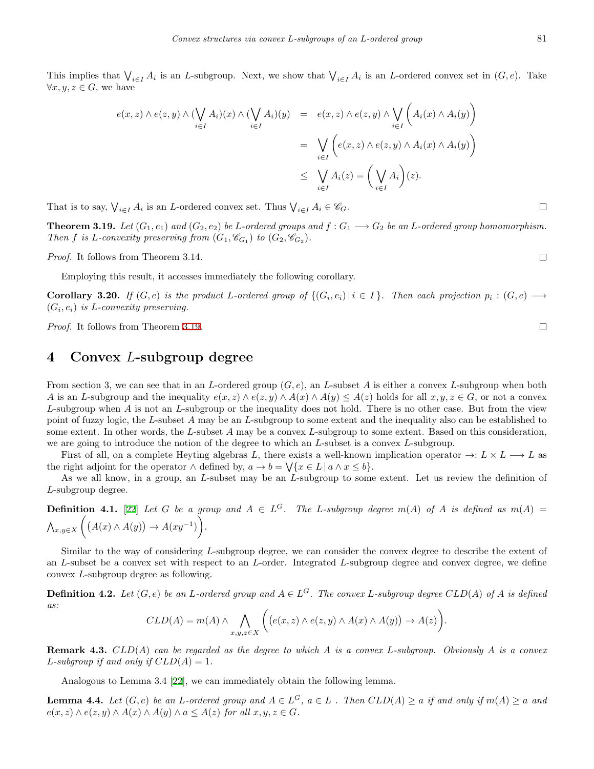This implies that $\bigvee_{i\in I} A_i$ is an $L$-subgroup. Next, we show that $\bigvee_{i\in I} A_i$ is an $L$-ordered convex set in $(G, e)$. Take $\forall x, y, z \in G$, we have

$$
\begin{aligned}
e(x,z)\wedge e(z,y)\wedge (\bigvee_{i\in I} A_i)(x)\wedge (\bigvee_{i\in I} A_i)(y) &= e(x,z)\wedge e(z,y)\wedge \bigvee_{i\in I}\Big(A_i(x)\wedge A_i(y)\Big)\\
&= \bigvee_{i\in I}\Big(e(x,z)\wedge e(z,y)\wedge A_i(x)\wedge A_i(y)\Big)\\
&\leq \bigvee_{i\in I} A_i(z) = \Big(\bigvee_{i\in I} A_i\Big)(z).
\end{aligned}
$$

That is to say, $\bigvee_{i\in I} A_i$ is an $L$-ordered convex set. Thus $\bigvee_{i\in I} A_i \in \mathscr{C}_G$. □

**Theorem 3.19.** *Let $(G_1, e_1)$ and $(G_2, e_2)$ be $L$-ordered groups and $f : G_1 \longrightarrow G_2$ be an $L$-ordered group homomorphism. Then $f$ is $L$-convexity preserving from $(G_1, \mathscr{C}_{G_1})$ to $(G_2, \mathscr{C}_{G_2})$.*

*Proof.* It follows from Theorem 3.14. □

Employing this result, it accesses immediately the following corollary.

**Corollary 3.20.** *If $(G, e)$ is the product $L$-ordered group of $\{(G_i, e_i) \,|\, i \in I\}$. Then each projection $p_i : (G, e) \longrightarrow (G_i, e_i)$ is $L$-convexity preserving.*

*Proof.* It follows from Theorem 3.19. □

## 4 Convex $L$-subgroup degree

From section 3, we can see that in an $L$-ordered group $(G, e)$, an $L$-subset $A$ is either a convex $L$-subgroup when both $A$ is an $L$-subgroup and the inequality $e(x,z)\wedge e(z,y)\wedge A(x)\wedge A(y) \leq A(z)$ holds for all $x, y, z \in G$, or not a convex $L$-subgroup when $A$ is not an $L$-subgroup or the inequality does not hold. There is no other case. But from the view point of fuzzy logic, the $L$-subset $A$ may be an $L$-subgroup to some extent and the inequality also can be established to some extent. In other words, the $L$-subset $A$ may be a convex $L$-subgroup to some extent. Based on this consideration, we are going to introduce the notion of the degree to which an $L$-subset is a convex $L$-subgroup.

First of all, on a complete Heyting algebras $L$, there exists a well-known implication operator $\rightarrow: L \times L \longrightarrow L$ as the right adjoint for the operator $\wedge$ defined by, $a \rightarrow b = \bigvee\{x \in L \,|\, a \wedge x \leq b\}$.

As we all know, in a group, an $L$-subset may be an $L$-subgroup to some extent. Let us review the definition of $L$-subgroup degree.

**Definition 4.1.** [22] *Let $G$ be a group and $A \in L^G$. The $L$-subgroup degree $m(A)$ of $A$ is defined as $m(A) = \bigwedge_{x,y\in X}\Big(\big(A(x)\wedge A(y)\big) \rightarrow A(xy^{-1})\Big)$.*

Similar to the way of considering $L$-subgroup degree, we can consider the convex degree to describe the extent of an $L$-subset be a convex set with respect to an $L$-order. Integrated $L$-subgroup degree and convex degree, we define convex $L$-subgroup degree as following.

**Definition 4.2.** *Let $(G, e)$ be an $L$-ordered group and $A \in L^G$. The convex $L$-subgroup degree $CLD(A)$ of $A$ is defined as:*

$$CLD(A) = m(A) \wedge \bigwedge_{x,y,z\in X}\Big(\big(e(x,z)\wedge e(z,y)\wedge A(x)\wedge A(y)\big) \rightarrow A(z)\Big).$$

**Remark 4.3.** *$CLD(A)$ can be regarded as the degree to which $A$ is a convex $L$-subgroup. Obviously $A$ is a convex $L$-subgroup if and only if $CLD(A) = 1$.*

Analogous to Lemma 3.4 [22], we can immediately obtain the following lemma.

**Lemma 4.4.** *Let $(G, e)$ be an $L$-ordered group and $A \in L^G$, $a \in L$ . Then $CLD(A) \geq a$ if and only if $m(A) \geq a$ and $e(x,z)\wedge e(z,y)\wedge A(x)\wedge A(y)\wedge a \leq A(z)$ for all $x, y, z \in G$.*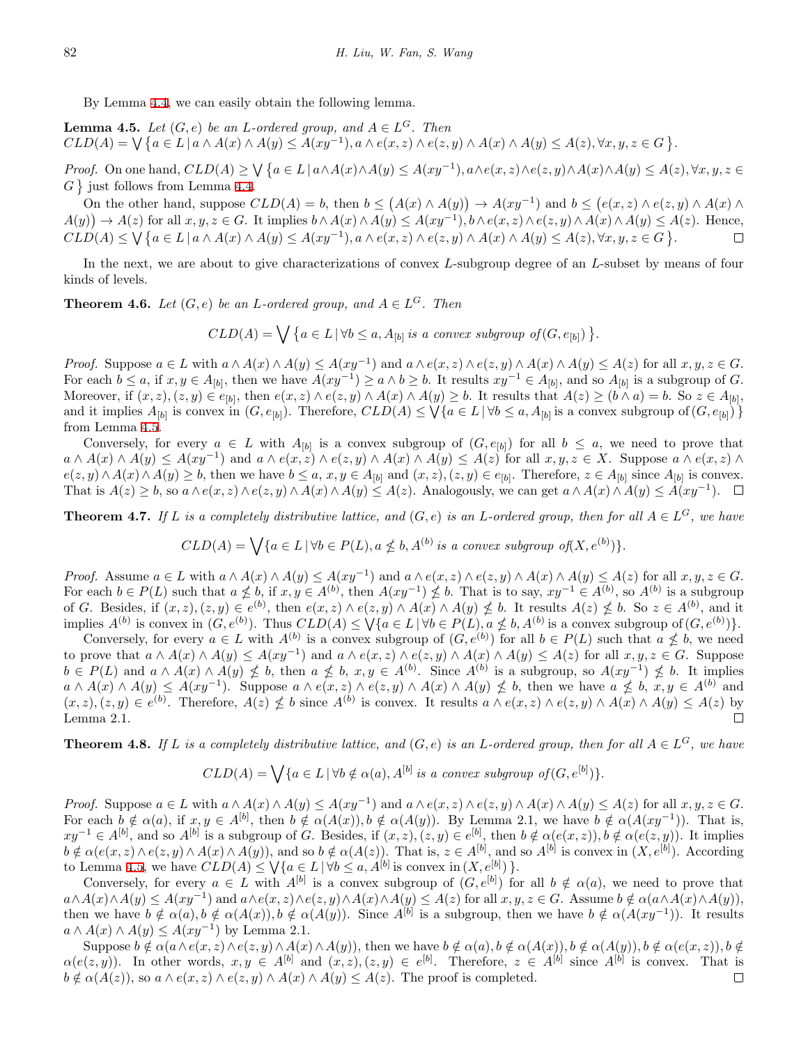By Lemma 4.4, we can easily obtain the following lemma.

**Lemma 4.5.** *Let $(G, e)$ be an $L$-ordered group, and $A \in L^G$. Then* $CLD(A) = \bigvee \{ a \in L \,|\, a \wedge A(x) \wedge A(y) \leq A(xy^{-1}), a \wedge e(x,z) \wedge e(z,y) \wedge A(x) \wedge A(y) \leq A(z), \forall x,y,z \in G \}$.

*Proof.* On one hand, $CLD(A) \geq \bigvee \{ a \in L \,|\, a \wedge A(x) \wedge A(y) \leq A(xy^{-1}), a \wedge e(x,z) \wedge e(z,y) \wedge A(x) \wedge A(y) \leq A(z), \forall x,y,z \in G \}$ just follows from Lemma 4.4.

On the other hand, suppose $CLD(A) = b$, then $b \leq \big(A(x) \wedge A(y)\big) \to A(xy^{-1})$ and $b \leq \big(e(x,z) \wedge e(z,y) \wedge A(x) \wedge A(y)\big) \to A(z)$ for all $x,y,z \in G$. It implies $b \wedge A(x) \wedge A(y) \leq A(xy^{-1}), b \wedge e(x,z) \wedge e(z,y) \wedge A(x) \wedge A(y) \leq A(z)$. Hence, $CLD(A) \leq \bigvee \{ a \in L \,|\, a \wedge A(x) \wedge A(y) \leq A(xy^{-1}), a \wedge e(x,z) \wedge e(z,y) \wedge A(x) \wedge A(y) \leq A(z), \forall x,y,z \in G \}$. $\square$

In the next, we are about to give characterizations of convex $L$-subgroup degree of an $L$-subset by means of four kinds of levels.

**Theorem 4.6.** *Let $(G, e)$ be an $L$-ordered group, and $A \in L^G$. Then*

$$CLD(A) = \bigvee \{ a \in L \,|\, \forall b \leq a, A_{[b]} \text{ is a convex subgroup of } (G, e_{[b]}) \}.$$

*Proof.* Suppose $a \in L$ with $a \wedge A(x) \wedge A(y) \leq A(xy^{-1})$ and $a \wedge e(x,z) \wedge e(z,y) \wedge A(x) \wedge A(y) \leq A(z)$ for all $x,y,z \in G$. For each $b \leq a$, if $x, y \in A_{[b]}$, then we have $A(xy^{-1}) \geq a \wedge b \geq b$. It results $xy^{-1} \in A_{[b]}$, and so $A_{[b]}$ is a subgroup of $G$. Moreover, if $(x,z),(z,y) \in e_{[b]}$, then $e(x,z) \wedge e(z,y) \wedge A(x) \wedge A(y) \geq b$. It results that $A(z) \geq (b \wedge a) = b$. So $z \in A_{[b]}$, and it implies $A_{[b]}$ is convex in $(G, e_{[b]})$. Therefore, $CLD(A) \leq \bigvee \{ a \in L \,|\, \forall b \leq a, A_{[b]} \text{ is a convex subgroup of} (G, e_{[b]}) \}$ from Lemma 4.5.

Conversely, for every $a \in L$ with $A_{[b]}$ is a convex subgroup of $(G, e_{[b]})$ for all $b \leq a$, we need to prove that $a \wedge A(x) \wedge A(y) \leq A(xy^{-1})$ and $a \wedge e(x,z) \wedge e(z,y) \wedge A(x) \wedge A(y) \leq A(z)$ for all $x,y,z \in X$. Suppose $a \wedge e(x,z) \wedge e(z,y) \wedge A(x) \wedge A(y) \geq b$, then we have $b \leq a$, $x, y \in A_{[b]}$ and $(x,z),(z,y) \in e_{[b]}$. Therefore, $z \in A_{[b]}$ since $A_{[b]}$ is convex. That is $A(z) \geq b$, so $a \wedge e(x,z) \wedge e(z,y) \wedge A(x) \wedge A(y) \leq A(z)$. Analogously, we can get $a \wedge A(x) \wedge A(y) \leq A(xy^{-1})$. $\square$

**Theorem 4.7.** *If $L$ is a completely distributive lattice, and $(G,e)$ is an $L$-ordered group, then for all $A \in L^G$, we have*

$$CLD(A) = \bigvee \{ a \in L \,|\, \forall b \in P(L), a \not\leq b, A^{(b)} \text{ is a convex subgroup of} (X, e^{(b)}) \}.$$

*Proof.* Assume $a \in L$ with $a \wedge A(x) \wedge A(y) \leq A(xy^{-1})$ and $a \wedge e(x,z) \wedge e(z,y) \wedge A(x) \wedge A(y) \leq A(z)$ for all $x,y,z \in G$. For each $b \in P(L)$ such that $a \not\leq b$, if $x, y \in A^{(b)}$, then $A(xy^{-1}) \not\leq b$. That is to say, $xy^{-1} \in A^{(b)}$, so $A^{(b)}$ is a subgroup of $G$. Besides, if $(x,z),(z,y) \in e^{(b)}$, then $e(x,z) \wedge e(z,y) \wedge A(x) \wedge A(y) \not\leq b$. It results $A(z) \not\leq b$. So $z \in A^{(b)}$, and it implies $A^{(b)}$ is convex in $(G, e^{(b)})$. Thus $CLD(A) \leq \bigvee \{ a \in L \,|\, \forall b \in P(L), a \not\leq b, A^{(b)} \text{ is a convex subgroup of} (G, e^{(b)}) \}$.

Conversely, for every $a \in L$ with $A^{(b)}$ is a convex subgroup of $(G, e^{(b)})$ for all $b \in P(L)$ such that $a \not\leq b$, we need to prove that $a \wedge A(x) \wedge A(y) \leq A(xy^{-1})$ and $a \wedge e(x,z) \wedge e(z,y) \wedge A(x) \wedge A(y) \leq A(z)$ for all $x,y,z \in G$. Suppose $b \in P(L)$ and $a \wedge A(x) \wedge A(y) \not\leq b$, then $a \not\leq b$, $x, y \in A^{(b)}$. Since $A^{(b)}$ is a subgroup, so $A(xy^{-1}) \not\leq b$. It implies $a \wedge A(x) \wedge A(y) \leq A(xy^{-1})$. Suppose $a \wedge e(x,z) \wedge e(z,y) \wedge A(x) \wedge A(y) \not\leq b$, then we have $a \not\leq b$, $x, y \in A^{(b)}$ and $(x,z),(z,y) \in e^{(b)}$. Therefore, $A(z) \not\leq b$ since $A^{(b)}$ is convex. It results $a \wedge e(x,z) \wedge e(z,y) \wedge A(x) \wedge A(y) \leq A(z)$ by Lemma 2.1. $\square$

**Theorem 4.8.** *If $L$ is a completely distributive lattice, and $(G,e)$ is an $L$-ordered group, then for all $A \in L^G$, we have*

$$CLD(A) = \bigvee \{ a \in L \,|\, \forall b \notin \alpha(a), A^{[b]} \text{ is a convex subgroup of} (G, e^{[b]}) \}.$$

*Proof.* Suppose $a \in L$ with $a \wedge A(x) \wedge A(y) \leq A(xy^{-1})$ and $a \wedge e(x,z) \wedge e(z,y) \wedge A(x) \wedge A(y) \leq A(z)$ for all $x,y,z \in G$. For each $b \notin \alpha(a)$, if $x, y \in A^{[b]}$, then $b \notin \alpha(A(x)), b \notin \alpha(A(y))$. By Lemma 2.1, we have $b \notin \alpha(A(xy^{-1}))$. That is, $xy^{-1} \in A^{[b]}$, and so $A^{[b]}$ is a subgroup of $G$. Besides, if $(x,z),(z,y) \in e^{[b]}$, then $b \notin \alpha(e(x,z)), b \notin \alpha(e(z,y))$. It implies $b \notin \alpha(e(x,z) \wedge e(z,y) \wedge A(x) \wedge A(y))$, and so $b \notin \alpha(A(z))$. That is, $z \in A^{[b]}$, and so $A^{[b]}$ is convex in $(X, e^{[b]})$. According to Lemma 4.5, we have $CLD(A) \leq \bigvee \{ a \in L \,|\, \forall b \leq a, A^{[b]} \text{is convex in} (X, e^{[b]}) \}$.

Conversely, for every $a \in L$ with $A^{[b]}$ is a convex subgroup of $(G, e^{[b]})$ for all $b \notin \alpha(a)$, we need to prove that $a \wedge A(x) \wedge A(y) \leq A(xy^{-1})$ and $a \wedge e(x,z) \wedge e(z,y) \wedge A(x) \wedge A(y) \leq A(z)$ for all $x,y,z \in G$. Assume $b \notin \alpha(a \wedge A(x) \wedge A(y))$, then we have $b \notin \alpha(a), b \notin \alpha(A(x)), b \notin \alpha(A(y))$. Since $A^{[b]}$ is a subgroup, then we have $b \notin \alpha(A(xy^{-1}))$. It results $a \wedge A(x) \wedge A(y) \leq A(xy^{-1})$ by Lemma 2.1.

Suppose $b \notin \alpha(a \wedge e(x,z) \wedge e(z,y) \wedge A(x) \wedge A(y))$, then we have $b \notin \alpha(a), b \notin \alpha(A(x)), b \notin \alpha(A(y)), b \notin \alpha(e(x,z)), b \notin \alpha(e(z,y))$. In other words, $x, y \in A^{[b]}$ and $(x,z),(z,y) \in e^{[b]}$. Therefore, $z \in A^{[b]}$ since $A^{[b]}$ is convex. That is $b \notin \alpha(A(z))$, so $a \wedge e(x,z) \wedge e(z,y) \wedge A(x) \wedge A(y) \leq A(z)$. The proof is completed. $\square$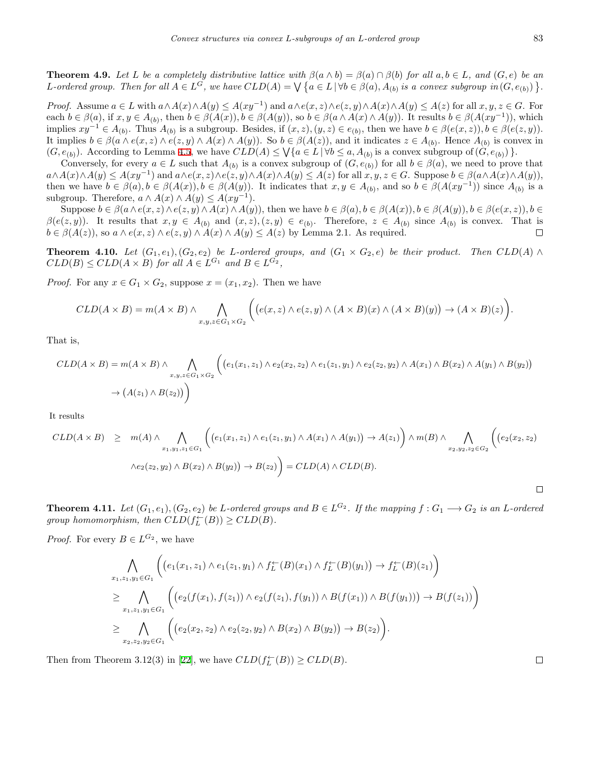**Theorem 4.9.** *Let $L$ be a completely distributive lattice with $\beta(a \wedge b) = \beta(a) \cap \beta(b)$ for all $a, b \in L$, and $(G, e)$ be an $L$-ordered group. Then for all $A \in L^G$, we have $CLD(A) = \bigvee \{ a \in L \,|\, \forall b \in \beta(a), A_{(b)}$ is a convex subgroup in $(G, e_{(b)}) \}$.*

*Proof.* Assume $a \in L$ with $a \wedge A(x) \wedge A(y) \le A(xy^{-1})$ and $a \wedge e(x,z) \wedge e(z,y) \wedge A(x) \wedge A(y) \le A(z)$ for all $x, y, z \in G$. For each $b \in \beta(a)$, if $x, y \in A_{(b)}$, then $b \in \beta(A(x)), b \in \beta(A(y))$, so $b \in \beta(a \wedge A(x) \wedge A(y))$. It results $b \in \beta(A(xy^{-1}))$, which implies $xy^{-1} \in A_{(b)}$. Thus $A_{(b)}$ is a subgroup. Besides, if $(x, z), (y, z) \in e_{(b)}$, then we have $b \in \beta(e(x,z)), b \in \beta(e(z,y))$. It implies $b \in \beta(a \wedge e(x,z) \wedge e(z,y) \wedge A(x) \wedge A(y))$. So $b \in \beta(A(z))$, and it indicates $z \in A_{(b)}$. Hence $A_{(b)}$ is convex in $(G, e_{(b)})$. According to Lemma 4.5, we have $CLD(A) \le \bigvee \{ a \in L \,|\, \forall b \le a, A_{(b)}$ is a convex subgroup of $(G, e_{(b)}) \}$.

Conversely, for every $a \in L$ such that $A_{(b)}$ is a convex subgroup of $(G, e_{(b)})$ for all $b \in \beta(a)$, we need to prove that $a \wedge A(x) \wedge A(y) \le A(xy^{-1})$ and $a \wedge e(x,z) \wedge e(z,y) \wedge A(x) \wedge A(y) \le A(z)$ for all $x, y, z \in G$. Suppose $b \in \beta(a \wedge A(x) \wedge A(y))$, then we have $b \in \beta(a), b \in \beta(A(x)), b \in \beta(A(y))$. It indicates that $x, y \in A_{(b)}$, and so $b \in \beta(A(xy^{-1}))$ since $A_{(b)}$ is a subgroup. Therefore, $a \wedge A(x) \wedge A(y) \le A(xy^{-1})$.

Suppose $b \in \beta(a \wedge e(x,z) \wedge e(z,y) \wedge A(x) \wedge A(y))$, then we have $b \in \beta(a), b \in \beta(A(x)), b \in \beta(A(y)), b \in \beta(e(x,z)), b \in \beta(e(z,y))$. It results that $x, y \in A_{(b)}$ and $(x,z), (z,y) \in e_{(b)}$. Therefore, $z \in A_{(b)}$ since $A_{(b)}$ is convex. That is $b \in \beta(A(z))$, so $a \wedge e(x,z) \wedge e(z,y) \wedge A(x) \wedge A(y) \le A(z)$ by Lemma 2.1. As required. □

**Theorem 4.10.** *Let $(G_1, e_1), (G_2, e_2)$ be $L$-ordered groups, and $(G_1 \times G_2, e)$ be their product. Then $CLD(A) \wedge CLD(B) \le CLD(A \times B)$ for all $A \in L^{G_1}$ and $B \in L^{G_2}$,*

*Proof.* For any $x \in G_1 \times G_2$, suppose $x = (x_1, x_2)$. Then we have

$$CLD(A \times B) = m(A \times B) \wedge \bigwedge_{x,y,z \in G_1 \times G_2} \Big( \big(e(x,z) \wedge e(z,y) \wedge (A \times B)(x) \wedge (A \times B)(y)\big) \to (A \times B)(z) \Big).$$

That is,

$$\begin{aligned} CLD(A \times B) = m(A \times B) \wedge &\bigwedge_{x,y,z \in G_1 \times G_2} \Big( \big(e_1(x_1,z_1) \wedge e_2(x_2,z_2) \wedge e_1(z_1,y_1) \wedge e_2(z_2,y_2) \wedge A(x_1) \wedge B(x_2) \wedge A(y_1) \wedge B(y_2)\big) \\ &\to \big(A(z_1) \wedge B(z_2)\big) \Big) \end{aligned}$$

It results

$$\begin{aligned} CLD(A \times B) \;\; \ge \;\; & m(A) \wedge \bigwedge_{x_1,y_1,z_1 \in G_1} \Big( \big(e_1(x_1,z_1) \wedge e_1(z_1,y_1) \wedge A(x_1) \wedge A(y_1)\big) \to A(z_1) \Big) \wedge m(B) \wedge \bigwedge_{x_2,y_2,z_2 \in G_2} \Big( \big(e_2(x_2,z_2) \\ & \wedge e_2(z_2,y_2) \wedge B(x_2) \wedge B(y_2)\big) \to B(z_2) \Big) = CLD(A) \wedge CLD(B). \end{aligned}$$

□

**Theorem 4.11.** *Let $(G_1, e_1), (G_2, e_2)$ be $L$-ordered groups and $B \in L^{G_2}$. If the mapping $f : G_1 \longrightarrow G_2$ is an $L$-ordered group homomorphism, then $CLD(f_L^{\leftarrow}(B)) \ge CLD(B)$.*

*Proof.* For every $B \in L^{G_2}$, we have

$$\begin{aligned} & \bigwedge_{x_1,z_1,y_1 \in G_1} \Big( \big(e_1(x_1,z_1) \wedge e_1(z_1,y_1) \wedge f_L^{\leftarrow}(B)(x_1) \wedge f_L^{\leftarrow}(B)(y_1)\big) \to f_L^{\leftarrow}(B)(z_1) \Big) \\ \ge & \bigwedge_{x_1,z_1,y_1 \in G_1} \Big( \big(e_2(f(x_1), f(z_1)) \wedge e_2(f(z_1), f(y_1)) \wedge B(f(x_1)) \wedge B(f(y_1))\big) \to B(f(z_1)) \Big) \\ \ge & \bigwedge_{x_2,z_2,y_2 \in G_1} \Big( \big(e_2(x_2,z_2) \wedge e_2(z_2,y_2) \wedge B(x_2) \wedge B(y_2)\big) \to B(z_2) \Big). \end{aligned}$$

Then from Theorem 3.12(3) in [22], we have $CLD(f_L^{\leftarrow}(B)) \ge CLD(B)$. □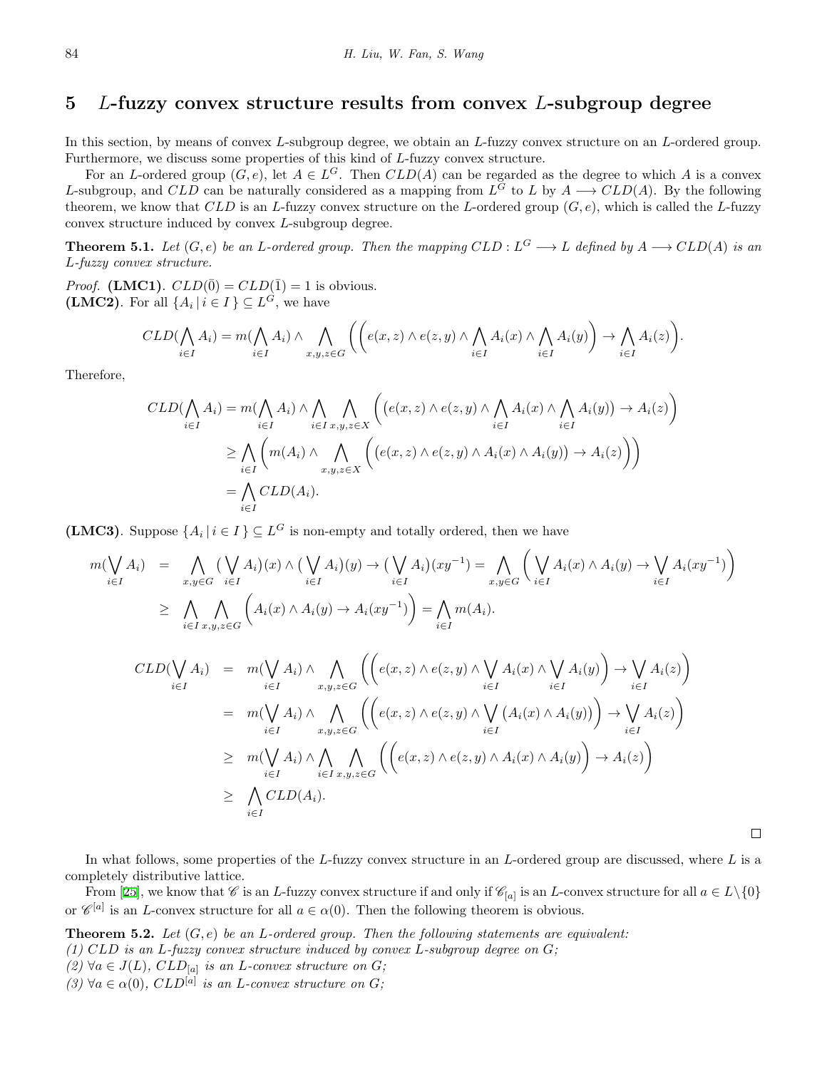## 5 $L$-fuzzy convex structure results from convex $L$-subgroup degree

In this section, by means of convex $L$-subgroup degree, we obtain an $L$-fuzzy convex structure on an $L$-ordered group. Furthermore, we discuss some properties of this kind of $L$-fuzzy convex structure.

For an $L$-ordered group $(G, e)$, let $A \in L^G$. Then $CLD(A)$ can be regarded as the degree to which $A$ is a convex $L$-subgroup, and $CLD$ can be naturally considered as a mapping from $L^G$ to $L$ by $A \longrightarrow CLD(A)$. By the following theorem, we know that $CLD$ is an $L$-fuzzy convex structure on the $L$-ordered group $(G, e)$, which is called the $L$-fuzzy convex structure induced by convex $L$-subgroup degree.

**Theorem 5.1.** *Let $(G, e)$ be an $L$-ordered group. Then the mapping $CLD : L^G \longrightarrow L$ defined by $A \longrightarrow CLD(A)$ is an $L$-fuzzy convex structure.*

*Proof.* **(LMC1)**. $CLD(\bar{0}) = CLD(\bar{1}) = 1$ is obvious.
**(LMC2)**. For all $\{A_i \mid i \in I\} \subseteq L^G$, we have

$$CLD(\bigwedge_{i\in I} A_i) = m(\bigwedge_{i\in I} A_i) \wedge \bigwedge_{x,y,z\in G} \Big(\Big(e(x,z) \wedge e(z,y) \wedge \bigwedge_{i\in I} A_i(x) \wedge \bigwedge_{i\in I} A_i(y)\Big) \to \bigwedge_{i\in I} A_i(z)\Big).$$

Therefore,

$$\begin{aligned}
CLD(\bigwedge_{i\in I} A_i) &= m(\bigwedge_{i\in I} A_i) \wedge \bigwedge_{i\in I} \bigwedge_{x,y,z\in X} \Big(\big(e(x,z) \wedge e(z,y) \wedge \bigwedge_{i\in I} A_i(x) \wedge \bigwedge_{i\in I} A_i(y)\big) \to A_i(z)\Big) \\
&\geq \bigwedge_{i\in I} \Big(m(A_i) \wedge \bigwedge_{x,y,z\in X} \Big(\big(e(x,z) \wedge e(z,y) \wedge A_i(x) \wedge A_i(y)\big) \to A_i(z)\Big)\Big) \\
&= \bigwedge_{i\in I} CLD(A_i).
\end{aligned}$$

**(LMC3)**. Suppose $\{A_i \mid i \in I\} \subseteq L^G$ is non-empty and totally ordered, then we have

$$\begin{aligned}
m(\bigvee_{i\in I} A_i) &= \bigwedge_{x,y\in G} (\bigvee_{i\in I} A_i)(x) \wedge (\bigvee_{i\in I} A_i)(y) \to (\bigvee_{i\in I} A_i)(xy^{-1}) = \bigwedge_{x,y\in G} \Big(\bigvee_{i\in I} A_i(x) \wedge A_i(y) \to \bigvee_{i\in I} A_i(xy^{-1})\Big) \\
&\geq \bigwedge_{i\in I} \bigwedge_{x,y,z\in G} \Big(A_i(x) \wedge A_i(y) \to A_i(xy^{-1})\Big) = \bigwedge_{i\in I} m(A_i).
\end{aligned}$$

$$\begin{aligned}
CLD(\bigvee_{i\in I} A_i) &= m(\bigvee_{i\in I} A_i) \wedge \bigwedge_{x,y,z\in G} \Big(\Big(e(x,z) \wedge e(z,y) \wedge \bigvee_{i\in I} A_i(x) \wedge \bigvee_{i\in I} A_i(y)\Big) \to \bigvee_{i\in I} A_i(z)\Big) \\
&= m(\bigvee_{i\in I} A_i) \wedge \bigwedge_{x,y,z\in G} \Big(\Big(e(x,z) \wedge e(z,y) \wedge \bigvee_{i\in I} \big(A_i(x) \wedge A_i(y)\big)\Big) \to \bigvee_{i\in I} A_i(z)\Big) \\
&\geq m(\bigvee_{i\in I} A_i) \wedge \bigwedge_{i\in I} \bigwedge_{x,y,z\in G} \Big(\Big(e(x,z) \wedge e(z,y) \wedge A_i(x) \wedge A_i(y)\Big) \to A_i(z)\Big) \\
&\geq \bigwedge_{i\in I} CLD(A_i).
\end{aligned}$$

□

In what follows, some properties of the $L$-fuzzy convex structure in an $L$-ordered group are discussed, where $L$ is a completely distributive lattice.

From [25], we know that $\mathscr{C}$ is an $L$-fuzzy convex structure if and only if $\mathscr{C}_{[a]}$ is an $L$-convex structure for all $a \in L\backslash\{0\}$ or $\mathscr{C}^{[a]}$ is an $L$-convex structure for all $a \in \alpha(0)$. Then the following theorem is obvious.

**Theorem 5.2.** *Let $(G, e)$ be an $L$-ordered group. Then the following statements are equivalent:*
*(1) $CLD$ is an $L$-fuzzy convex structure induced by convex $L$-subgroup degree on $G$;*
*(2) $\forall a \in J(L)$, $CLD_{[a]}$ is an $L$-convex structure on $G$;*
*(3) $\forall a \in \alpha(0)$, $CLD^{[a]}$ is an $L$-convex structure on $G$;*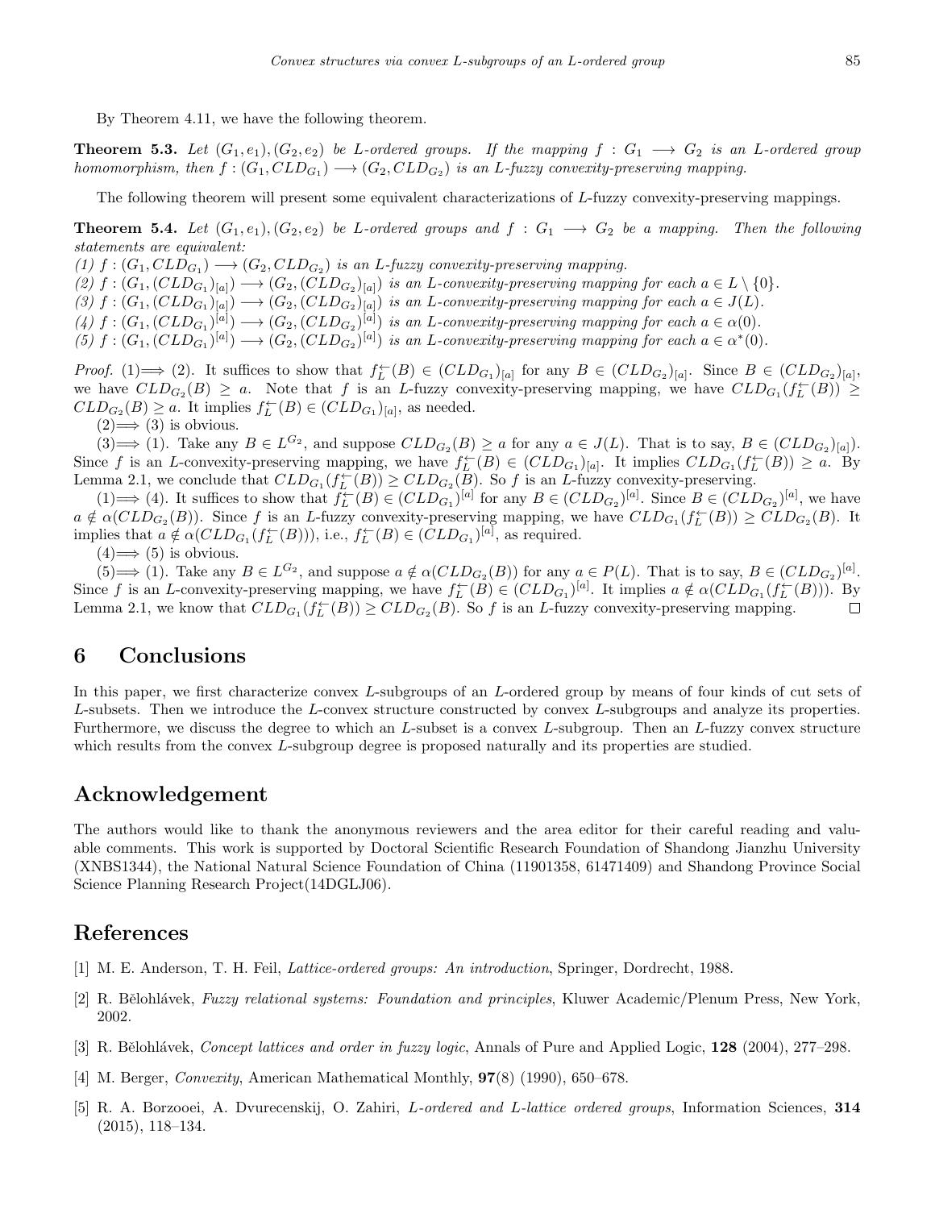By Theorem 4.11, we have the following theorem.

**Theorem 5.3.** *Let $(G_1, e_1), (G_2, e_2)$ be L-ordered groups. If the mapping $f : G_1 \longrightarrow G_2$ is an L-ordered group homomorphism, then $f : (G_1, CLD_{G_1}) \longrightarrow (G_2, CLD_{G_2})$ is an L-fuzzy convexity-preserving mapping.*

The following theorem will present some equivalent characterizations of $L$-fuzzy convexity-preserving mappings.

**Theorem 5.4.** *Let $(G_1, e_1), (G_2, e_2)$ be L-ordered groups and $f : G_1 \longrightarrow G_2$ be a mapping. Then the following statements are equivalent:*

*(1) $f : (G_1, CLD_{G_1}) \longrightarrow (G_2, CLD_{G_2})$ is an L-fuzzy convexity-preserving mapping.*

*(2) $f : (G_1, (CLD_{G_1})_{[a]}) \longrightarrow (G_2, (CLD_{G_2})_{[a]})$ is an L-convexity-preserving mapping for each $a \in L \setminus \{0\}$.*

*(3) $f : (G_1, (CLD_{G_1})_{[a]}) \longrightarrow (G_2, (CLD_{G_2})_{[a]})$ is an L-convexity-preserving mapping for each $a \in J(L)$.*

*(4) $f : (G_1, (CLD_{G_1})^{[a]}) \longrightarrow (G_2, (CLD_{G_2})^{[a]})$ is an L-convexity-preserving mapping for each $a \in \alpha(0)$.*

*(5) $f : (G_1, (CLD_{G_1})^{[a]}) \longrightarrow (G_2, (CLD_{G_2})^{[a]})$ is an L-convexity-preserving mapping for each $a \in \alpha^*(0)$.*

*Proof.* (1)$\Longrightarrow$ (2). It suffices to show that $f_L^{\leftarrow}(B) \in (CLD_{G_1})_{[a]}$ for any $B \in (CLD_{G_2})_{[a]}$. Since $B \in (CLD_{G_2})_{[a]}$, we have $CLD_{G_2}(B) \geq a$. Note that $f$ is an $L$-fuzzy convexity-preserving mapping, we have $CLD_{G_1}(f_L^{\leftarrow}(B)) \geq CLD_{G_2}(B) \geq a$. It implies $f_L^{\leftarrow}(B) \in (CLD_{G_1})_{[a]}$, as needed.

(2)$\Longrightarrow$ (3) is obvious.

(3)$\Longrightarrow$ (1). Take any $B \in L^{G_2}$, and suppose $CLD_{G_2}(B) \geq a$ for any $a \in J(L)$. That is to say, $B \in (CLD_{G_2})_{[a]})$. Since $f$ is an $L$-convexity-preserving mapping, we have $f_L^{\leftarrow}(B) \in (CLD_{G_1})_{[a]}$. It implies $CLD_{G_1}(f_L^{\leftarrow}(B)) \geq a$. By Lemma 2.1, we conclude that $CLD_{G_1}(f_L^{\leftarrow}(B)) \geq CLD_{G_2}(B)$. So $f$ is an $L$-fuzzy convexity-preserving.

(1)$\Longrightarrow$ (4). It suffices to show that $f_L^{\leftarrow}(B) \in (CLD_{G_1})^{[a]}$ for any $B \in (CLD_{G_2})^{[a]}$. Since $B \in (CLD_{G_2})^{[a]}$, we have $a \notin \alpha(CLD_{G_2}(B))$. Since $f$ is an $L$-fuzzy convexity-preserving mapping, we have $CLD_{G_1}(f_L^{\leftarrow}(B)) \geq CLD_{G_2}(B)$. It implies that $a \notin \alpha(CLD_{G_1}(f_L^{\leftarrow}(B)))$, i.e., $f_L^{\leftarrow}(B) \in (CLD_{G_1})^{[a]}$, as required.

(4)$\Longrightarrow$ (5) is obvious.

(5)$\Longrightarrow$ (1). Take any $B \in L^{G_2}$, and suppose $a \notin \alpha(CLD_{G_2}(B))$ for any $a \in P(L)$. That is to say, $B \in (CLD_{G_2})^{[a]}$. Since $f$ is an $L$-convexity-preserving mapping, we have $f_L^{\leftarrow}(B) \in (CLD_{G_1})^{[a]}$. It implies $a \notin \alpha(CLD_{G_1}(f_L^{\leftarrow}(B)))$. By Lemma 2.1, we know that $CLD_{G_1}(f_L^{\leftarrow}(B)) \geq CLD_{G_2}(B)$. So $f$ is an $L$-fuzzy convexity-preserving mapping. □

## 6 Conclusions

In this paper, we first characterize convex $L$-subgroups of an $L$-ordered group by means of four kinds of cut sets of $L$-subsets. Then we introduce the $L$-convex structure constructed by convex $L$-subgroups and analyze its properties. Furthermore, we discuss the degree to which an $L$-subset is a convex $L$-subgroup. Then an $L$-fuzzy convex structure which results from the convex $L$-subgroup degree is proposed naturally and its properties are studied.

## Acknowledgement

The authors would like to thank the anonymous reviewers and the area editor for their careful reading and valuable comments. This work is supported by Doctoral Scientific Research Foundation of Shandong Jianzhu University (XNBS1344), the National Natural Science Foundation of China (11901358, 61471409) and Shandong Province Social Science Planning Research Project(14DGLJ06).

## References

[1] M. E. Anderson, T. H. Feil, *Lattice-ordered groups: An introduction*, Springer, Dordrecht, 1988.

[2] R. Bělohlávek, *Fuzzy relational systems: Foundation and principles*, Kluwer Academic/Plenum Press, New York, 2002.

[3] R. Bělohlávek, *Concept lattices and order in fuzzy logic*, Annals of Pure and Applied Logic, **128** (2004), 277–298.

[4] M. Berger, *Convexity*, American Mathematical Monthly, **97**(8) (1990), 650–678.

[5] R. A. Borzooei, A. Dvurecenskij, O. Zahiri, *L-ordered and L-lattice ordered groups*, Information Sciences, **314** (2015), 118–134.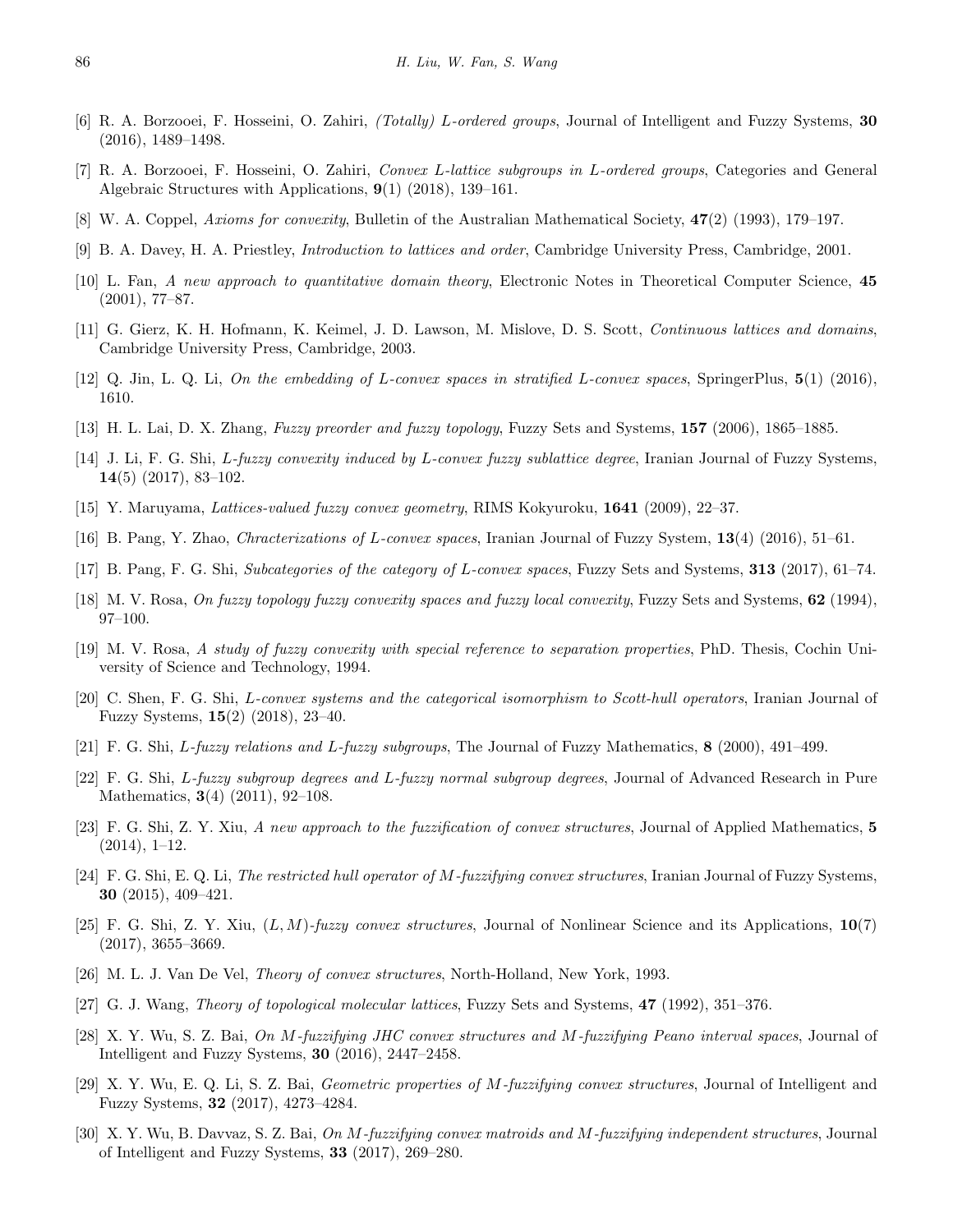[6] R. A. Borzooei, F. Hosseini, O. Zahiri, *(Totally) L-ordered groups*, Journal of Intelligent and Fuzzy Systems, **30** (2016), 1489–1498.

[7] R. A. Borzooei, F. Hosseini, O. Zahiri, *Convex L-lattice subgroups in L-ordered groups*, Categories and General Algebraic Structures with Applications, **9**(1) (2018), 139–161.

[8] W. A. Coppel, *Axioms for convexity*, Bulletin of the Australian Mathematical Society, **47**(2) (1993), 179–197.

[9] B. A. Davey, H. A. Priestley, *Introduction to lattices and order*, Cambridge University Press, Cambridge, 2001.

[10] L. Fan, *A new approach to quantitative domain theory*, Electronic Notes in Theoretical Computer Science, **45** (2001), 77–87.

[11] G. Gierz, K. H. Hofmann, K. Keimel, J. D. Lawson, M. Mislove, D. S. Scott, *Continuous lattices and domains*, Cambridge University Press, Cambridge, 2003.

[12] Q. Jin, L. Q. Li, *On the embedding of L-convex spaces in stratified L-convex spaces*, SpringerPlus, **5**(1) (2016), 1610.

[13] H. L. Lai, D. X. Zhang, *Fuzzy preorder and fuzzy topology*, Fuzzy Sets and Systems, **157** (2006), 1865–1885.

[14] J. Li, F. G. Shi, *L-fuzzy convexity induced by L-convex fuzzy sublattice degree*, Iranian Journal of Fuzzy Systems, **14**(5) (2017), 83–102.

[15] Y. Maruyama, *Lattices-valued fuzzy convex geometry*, RIMS Kokyuroku, **1641** (2009), 22–37.

[16] B. Pang, Y. Zhao, *Chracterizations of L-convex spaces*, Iranian Journal of Fuzzy System, **13**(4) (2016), 51–61.

[17] B. Pang, F. G. Shi, *Subcategories of the category of L-convex spaces*, Fuzzy Sets and Systems, **313** (2017), 61–74.

[18] M. V. Rosa, *On fuzzy topology fuzzy convexity spaces and fuzzy local convexity*, Fuzzy Sets and Systems, **62** (1994), 97–100.

[19] M. V. Rosa, *A study of fuzzy convexity with special reference to separation properties*, PhD. Thesis, Cochin University of Science and Technology, 1994.

[20] C. Shen, F. G. Shi, *L-convex systems and the categorical isomorphism to Scott-hull operators*, Iranian Journal of Fuzzy Systems, **15**(2) (2018), 23–40.

[21] F. G. Shi, *L-fuzzy relations and L-fuzzy subgroups*, The Journal of Fuzzy Mathematics, **8** (2000), 491–499.

[22] F. G. Shi, *L-fuzzy subgroup degrees and L-fuzzy normal subgroup degrees*, Journal of Advanced Research in Pure Mathematics, **3**(4) (2011), 92–108.

[23] F. G. Shi, Z. Y. Xiu, *A new approach to the fuzzification of convex structures*, Journal of Applied Mathematics, **5** (2014), 1–12.

[24] F. G. Shi, E. Q. Li, *The restricted hull operator of M-fuzzifying convex structures*, Iranian Journal of Fuzzy Systems, **30** (2015), 409–421.

[25] F. G. Shi, Z. Y. Xiu, *(L, M)-fuzzy convex structures*, Journal of Nonlinear Science and its Applications, **10**(7) (2017), 3655–3669.

[26] M. L. J. Van De Vel, *Theory of convex structures*, North-Holland, New York, 1993.

[27] G. J. Wang, *Theory of topological molecular lattices*, Fuzzy Sets and Systems, **47** (1992), 351–376.

[28] X. Y. Wu, S. Z. Bai, *On M-fuzzifying JHC convex structures and M-fuzzifying Peano interval spaces*, Journal of Intelligent and Fuzzy Systems, **30** (2016), 2447–2458.

[29] X. Y. Wu, E. Q. Li, S. Z. Bai, *Geometric properties of M-fuzzifying convex structures*, Journal of Intelligent and Fuzzy Systems, **32** (2017), 4273–4284.

[30] X. Y. Wu, B. Davvaz, S. Z. Bai, *On M-fuzzifying convex matroids and M-fuzzifying independent structures*, Journal of Intelligent and Fuzzy Systems, **33** (2017), 269–280.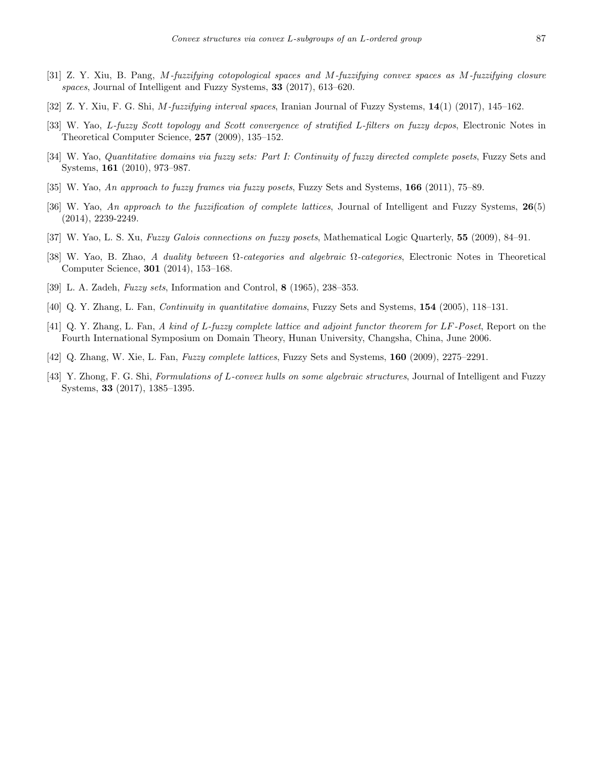[31] Z. Y. Xiu, B. Pang, *M-fuzzifying cotopological spaces and M-fuzzifying convex spaces as M-fuzzifying closure spaces*, Journal of Intelligent and Fuzzy Systems, **33** (2017), 613–620.

[32] Z. Y. Xiu, F. G. Shi, *M-fuzzifying interval spaces*, Iranian Journal of Fuzzy Systems, **14**(1) (2017), 145–162.

[33] W. Yao, *L-fuzzy Scott topology and Scott convergence of stratified L-filters on fuzzy dcpos*, Electronic Notes in Theoretical Computer Science, **257** (2009), 135–152.

[34] W. Yao, *Quantitative domains via fuzzy sets: Part I: Continuity of fuzzy directed complete posets*, Fuzzy Sets and Systems, **161** (2010), 973–987.

[35] W. Yao, *An approach to fuzzy frames via fuzzy posets*, Fuzzy Sets and Systems, **166** (2011), 75–89.

[36] W. Yao, *An approach to the fuzzification of complete lattices*, Journal of Intelligent and Fuzzy Systems, **26**(5) (2014), 2239-2249.

[37] W. Yao, L. S. Xu, *Fuzzy Galois connections on fuzzy posets*, Mathematical Logic Quarterly, **55** (2009), 84–91.

[38] W. Yao, B. Zhao, *A duality between Ω-categories and algebraic Ω-categories*, Electronic Notes in Theoretical Computer Science, **301** (2014), 153–168.

[39] L. A. Zadeh, *Fuzzy sets*, Information and Control, **8** (1965), 238–353.

[40] Q. Y. Zhang, L. Fan, *Continuity in quantitative domains*, Fuzzy Sets and Systems, **154** (2005), 118–131.

[41] Q. Y. Zhang, L. Fan, *A kind of L-fuzzy complete lattice and adjoint functor theorem for LF-Poset*, Report on the Fourth International Symposium on Domain Theory, Hunan University, Changsha, China, June 2006.

[42] Q. Zhang, W. Xie, L. Fan, *Fuzzy complete lattices*, Fuzzy Sets and Systems, **160** (2009), 2275–2291.

[43] Y. Zhong, F. G. Shi, *Formulations of L-convex hulls on some algebraic structures*, Journal of Intelligent and Fuzzy Systems, **33** (2017), 1385–1395.